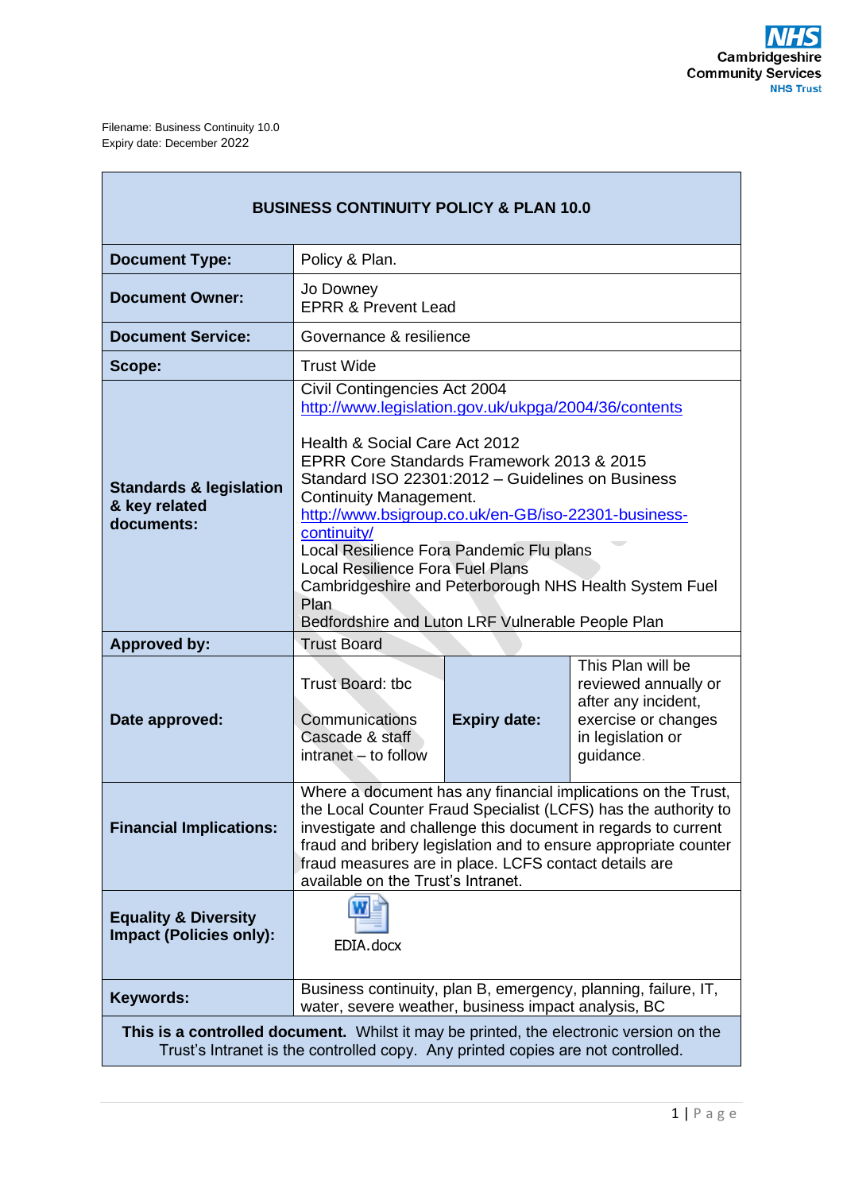Filename: Business Continuity 10.0
Expiry date: December 2022

| BUSINESS CONTINUITY POLICY & PLAN 10.0 | | | |
|---|---|---|---|
| **Document Type:** | Policy & Plan. | | |
| **Document Owner:** | Jo Downey<br>EPRR & Prevent Lead | | |
| **Document Service:** | Governance & resilience | | |
| **Scope:** | Trust Wide | | |
| **Standards & legislation & key related documents:** | Civil Contingencies Act 2004<br>http://www.legislation.gov.uk/ukpga/2004/36/contents<br><br>Health & Social Care Act 2012<br>EPRR Core Standards Framework 2013 & 2015<br>Standard ISO 22301:2012 – Guidelines on Business Continuity Management.<br>http://www.bsigroup.co.uk/en-GB/iso-22301-business-continuity/<br>Local Resilience Fora Pandemic Flu plans<br>Local Resilience Fora Fuel Plans<br>Cambridgeshire and Peterborough NHS Health System Fuel Plan<br>Bedfordshire and Luton LRF Vulnerable People Plan | | |
| **Approved by:** | Trust Board | | |
| **Date approved:** | Trust Board: tbc<br><br>Communications Cascade & staff intranet – to follow | **Expiry date:** | This Plan will be reviewed annually or after any incident, exercise or changes in legislation or guidance. |
| **Financial Implications:** | Where a document has any financial implications on the Trust, the Local Counter Fraud Specialist (LCFS) has the authority to investigate and challenge this document in regards to current fraud and bribery legislation and to ensure appropriate counter fraud measures are in place. LCFS contact details are available on the Trust's Intranet. | | |
| **Equality & Diversity Impact (Policies only):** | EDIA.docx | | |
| **Keywords:** | Business continuity, plan B, emergency, planning, failure, IT, water, severe weather, business impact analysis, BC | | |

**This is a controlled document.** Whilst it may be printed, the electronic version on the Trust's Intranet is the controlled copy. Any printed copies are not controlled.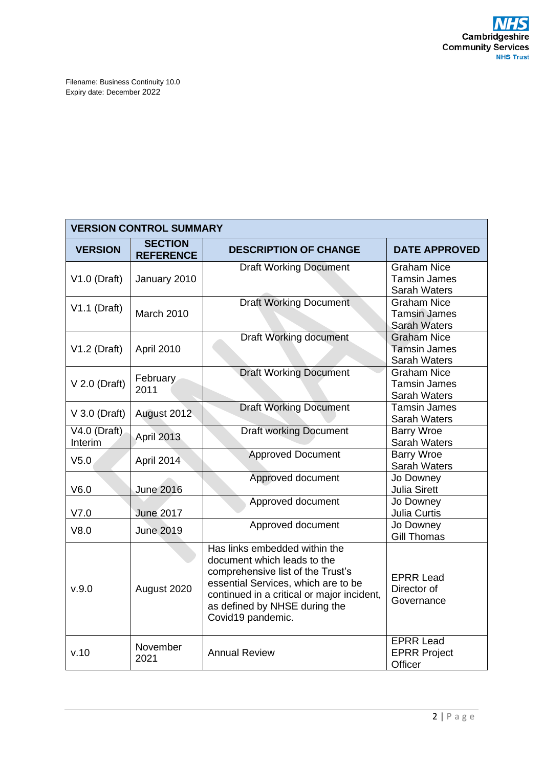Filename: Business Continuity 10.0
Expiry date: December 2022

| VERSION CONTROL SUMMARY | | | |
|---|---|---|---|
| **VERSION** | **SECTION REFERENCE** | **DESCRIPTION OF CHANGE** | **DATE APPROVED** |
| V1.0 (Draft) | January 2010 | Draft Working Document | Graham Nice<br>Tamsin James<br>Sarah Waters |
| V1.1 (Draft) | March 2010 | Draft Working Document | Graham Nice<br>Tamsin James<br>Sarah Waters |
| V1.2 (Draft) | April 2010 | Draft Working document | Graham Nice<br>Tamsin James<br>Sarah Waters |
| V 2.0 (Draft) | February 2011 | Draft Working Document | Graham Nice<br>Tamsin James<br>Sarah Waters |
| V 3.0 (Draft) | August 2012 | Draft Working Document | Tamsin James<br>Sarah Waters |
| V4.0 (Draft) Interim | April 2013 | Draft working Document | Barry Wroe<br>Sarah Waters |
| V5.0 | April 2014 | Approved Document | Barry Wroe<br>Sarah Waters |
| V6.0 | June 2016 | Approved document | Jo Downey<br>Julia Sirett |
| V7.0 | June 2017 | Approved document | Jo Downey<br>Julia Curtis |
| V8.0 | June 2019 | Approved document | Jo Downey<br>Gill Thomas |
| v.9.0 | August 2020 | Has links embedded within the document which leads to the comprehensive list of the Trust's essential Services, which are to be continued in a critical or major incident, as defined by NHSE during the Covid19 pandemic. | EPRR Lead<br>Director of Governance |
| v.10 | November 2021 | Annual Review | EPRR Lead<br>EPRR Project Officer |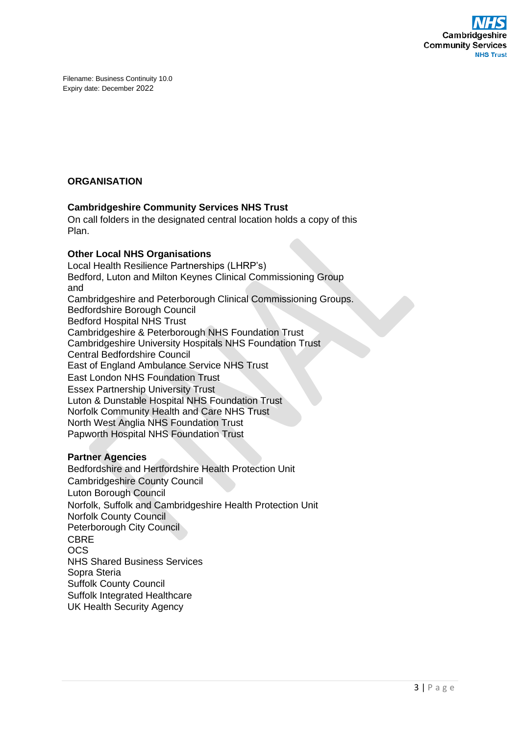Filename: Business Continuity 10.0
Expiry date: December 2022

**ORGANISATION**

**Cambridgeshire Community Services NHS Trust**
On call folders in the designated central location holds a copy of this Plan.

**Other Local NHS Organisations**
Local Health Resilience Partnerships (LHRP's)
Bedford, Luton and Milton Keynes Clinical Commissioning Group
and
Cambridgeshire and Peterborough Clinical Commissioning Groups.
Bedfordshire Borough Council
Bedford Hospital NHS Trust
Cambridgeshire & Peterborough NHS Foundation Trust
Cambridgeshire University Hospitals NHS Foundation Trust
Central Bedfordshire Council
East of England Ambulance Service NHS Trust
East London NHS Foundation Trust
Essex Partnership University Trust
Luton & Dunstable Hospital NHS Foundation Trust
Norfolk Community Health and Care NHS Trust
North West Anglia NHS Foundation Trust
Papworth Hospital NHS Foundation Trust

**Partner Agencies**
Bedfordshire and Hertfordshire Health Protection Unit
Cambridgeshire County Council
Luton Borough Council
Norfolk, Suffolk and Cambridgeshire Health Protection Unit
Norfolk County Council
Peterborough City Council
CBRE
OCS
NHS Shared Business Services
Sopra Steria
Suffolk County Council
Suffolk Integrated Healthcare
UK Health Security Agency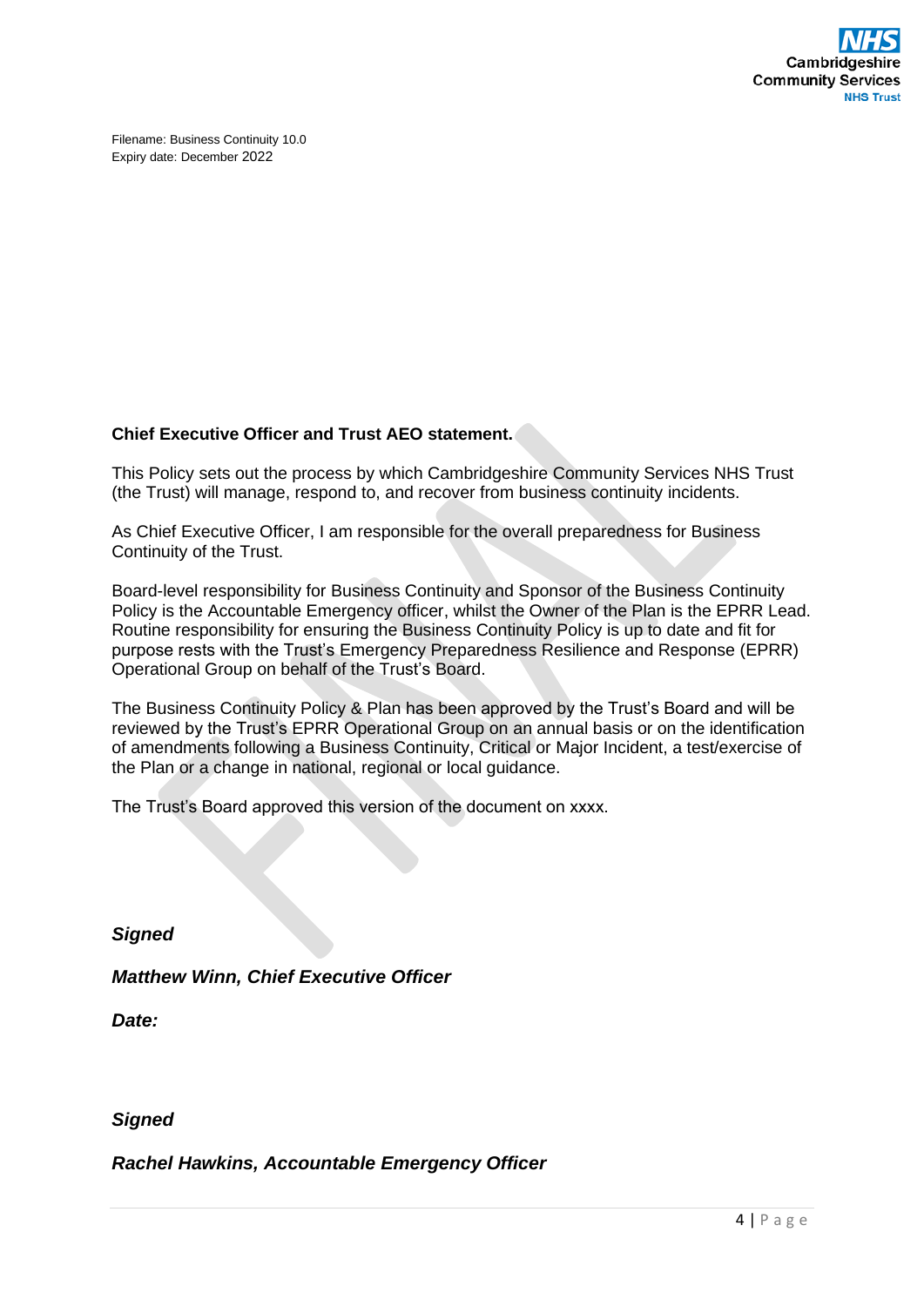Filename: Business Continuity 10.0
Expiry date: December 2022

**Chief Executive Officer and Trust AEO statement.**

This Policy sets out the process by which Cambridgeshire Community Services NHS Trust (the Trust) will manage, respond to, and recover from business continuity incidents.

As Chief Executive Officer, I am responsible for the overall preparedness for Business Continuity of the Trust.

Board-level responsibility for Business Continuity and Sponsor of the Business Continuity Policy is the Accountable Emergency officer, whilst the Owner of the Plan is the EPRR Lead. Routine responsibility for ensuring the Business Continuity Policy is up to date and fit for purpose rests with the Trust's Emergency Preparedness Resilience and Response (EPRR) Operational Group on behalf of the Trust's Board.

The Business Continuity Policy & Plan has been approved by the Trust's Board and will be reviewed by the Trust's EPRR Operational Group on an annual basis or on the identification of amendments following a Business Continuity, Critical or Major Incident, a test/exercise of the Plan or a change in national, regional or local guidance.

The Trust's Board approved this version of the document on xxxx.

***Signed***

***Matthew Winn, Chief Executive Officer***

***Date:***

***Signed***

***Rachel Hawkins, Accountable Emergency Officer***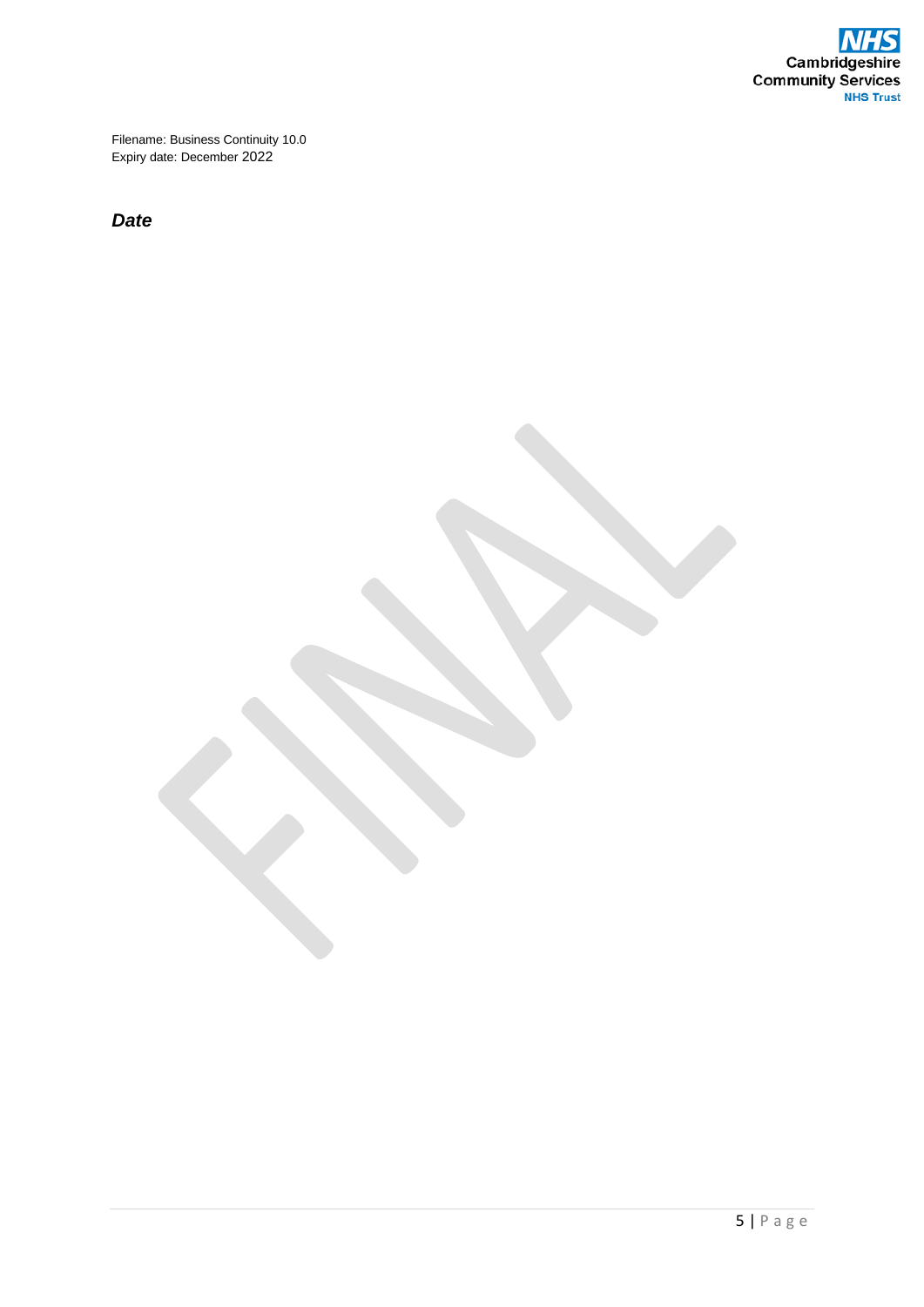Filename: Business Continuity 10.0
Expiry date: December 2022

***Date***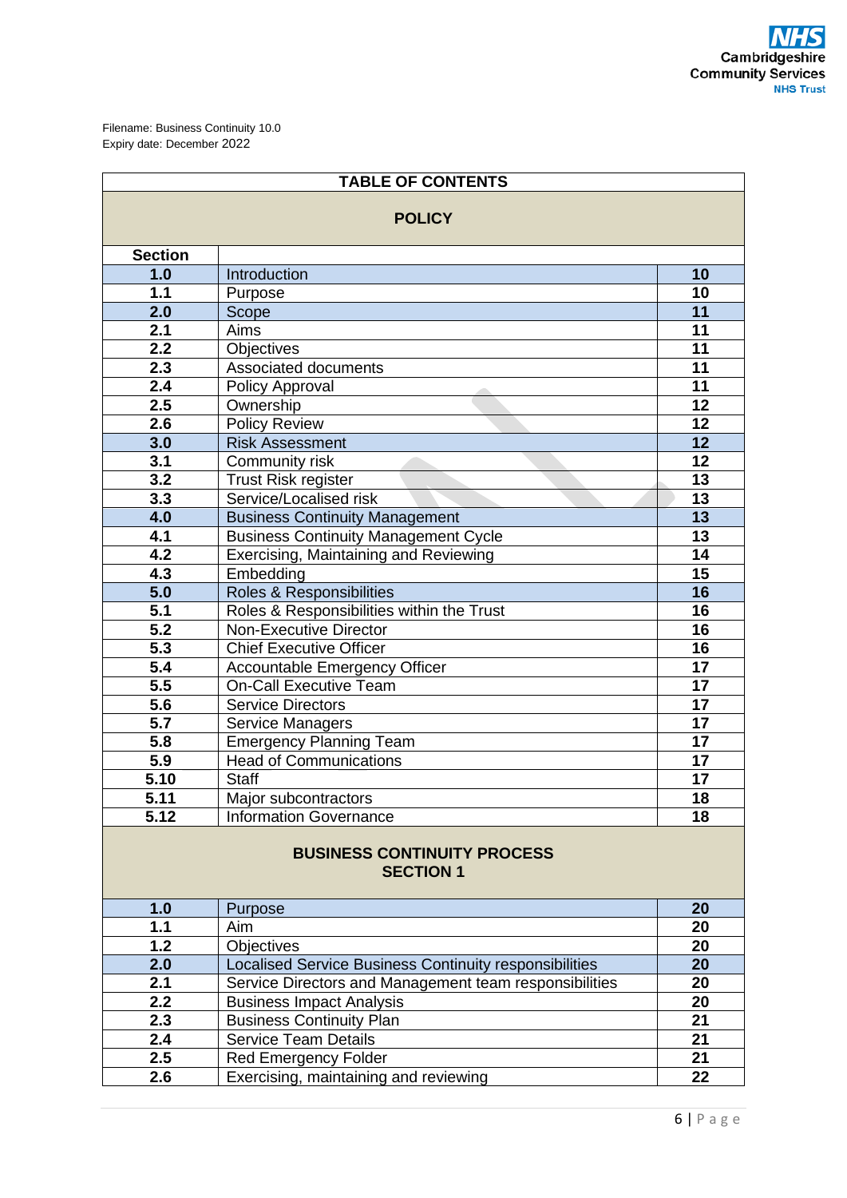Filename: Business Continuity 10.0
Expiry date: December 2022

| TABLE OF CONTENTS | | |
|---|---|---|
| **POLICY** | | |
| **Section** | | |
| **1.0** | Introduction | **10** |
| **1.1** | Purpose | **10** |
| **2.0** | Scope | **11** |
| **2.1** | Aims | **11** |
| **2.2** | Objectives | **11** |
| **2.3** | Associated documents | **11** |
| **2.4** | Policy Approval | **11** |
| **2.5** | Ownership | **12** |
| **2.6** | Policy Review | **12** |
| **3.0** | Risk Assessment | **12** |
| **3.1** | Community risk | **12** |
| **3.2** | Trust Risk register | **13** |
| **3.3** | Service/Localised risk | **13** |
| **4.0** | Business Continuity Management | **13** |
| **4.1** | Business Continuity Management Cycle | **13** |
| **4.2** | Exercising, Maintaining and Reviewing | **14** |
| **4.3** | Embedding | **15** |
| **5.0** | Roles & Responsibilities | **16** |
| **5.1** | Roles & Responsibilities within the Trust | **16** |
| **5.2** | Non-Executive Director | **16** |
| **5.3** | Chief Executive Officer | **16** |
| **5.4** | Accountable Emergency Officer | **17** |
| **5.5** | On-Call Executive Team | **17** |
| **5.6** | Service Directors | **17** |
| **5.7** | Service Managers | **17** |
| **5.8** | Emergency Planning Team | **17** |
| **5.9** | Head of Communications | **17** |
| **5.10** | Staff | **17** |
| **5.11** | Major subcontractors | **18** |
| **5.12** | Information Governance | **18** |
| **BUSINESS CONTINUITY PROCESS SECTION 1** | | |
| **1.0** | Purpose | **20** |
| **1.1** | Aim | **20** |
| **1.2** | Objectives | **20** |
| **2.0** | Localised Service Business Continuity responsibilities | **20** |
| **2.1** | Service Directors and Management team responsibilities | **20** |
| **2.2** | Business Impact Analysis | **20** |
| **2.3** | Business Continuity Plan | **21** |
| **2.4** | Service Team Details | **21** |
| **2.5** | Red Emergency Folder | **21** |
| **2.6** | Exercising, maintaining and reviewing | **22** |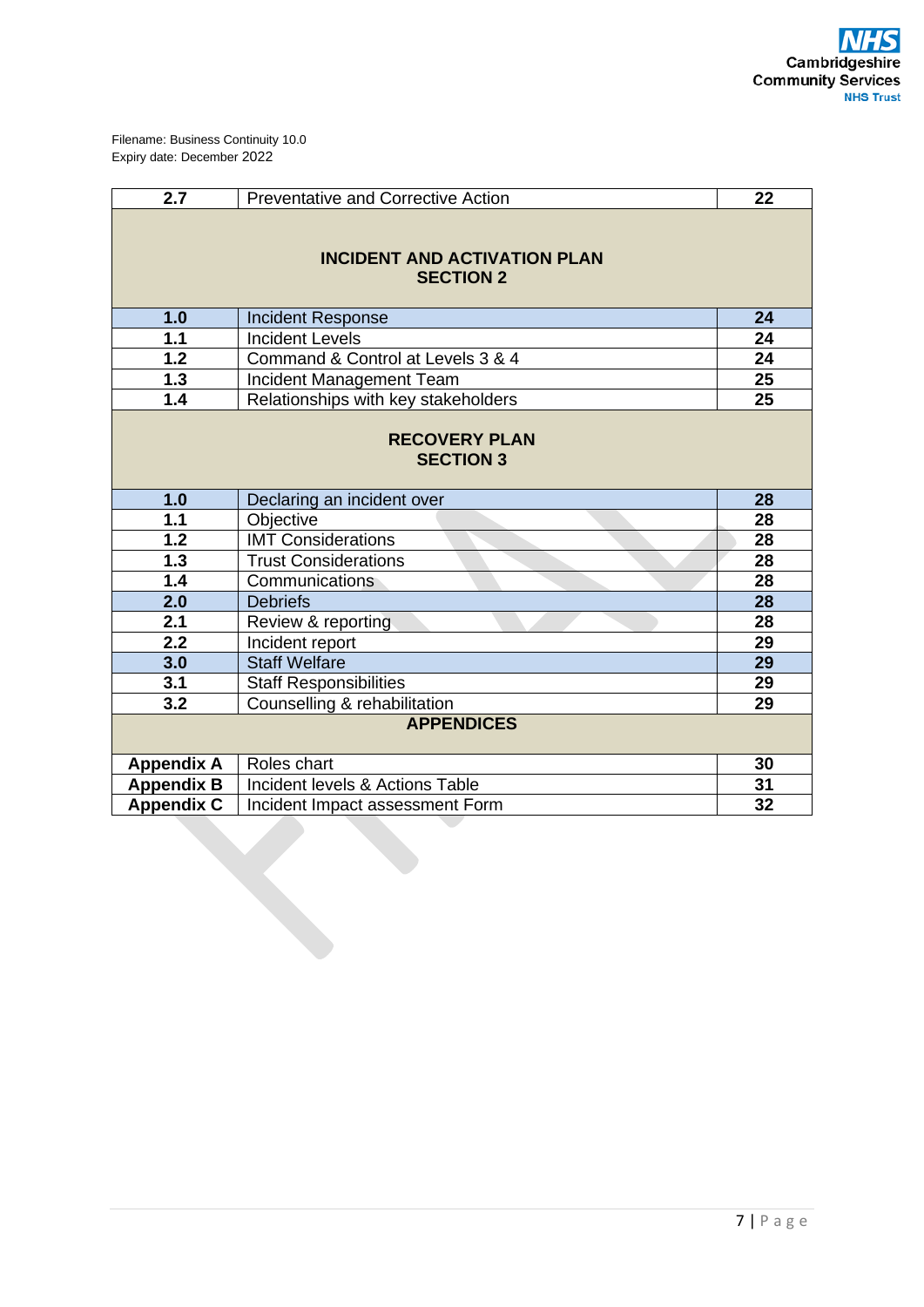Filename: Business Continuity 10.0
Expiry date: December 2022

| | | |
|---|---|---|
| **2.7** | Preventative and Corrective Action | **22** |
| | **INCIDENT AND ACTIVATION PLAN SECTION 2** | |
| **1.0** | Incident Response | **24** |
| **1.1** | Incident Levels | **24** |
| **1.2** | Command & Control at Levels 3 & 4 | **24** |
| **1.3** | Incident Management Team | **25** |
| **1.4** | Relationships with key stakeholders | **25** |
| | **RECOVERY PLAN SECTION 3** | |
| **1.0** | Declaring an incident over | **28** |
| **1.1** | Objective | **28** |
| **1.2** | IMT Considerations | **28** |
| **1.3** | Trust Considerations | **28** |
| **1.4** | Communications | **28** |
| **2.0** | Debriefs | **28** |
| **2.1** | Review & reporting | **28** |
| **2.2** | Incident report | **29** |
| **3.0** | Staff Welfare | **29** |
| **3.1** | Staff Responsibilities | **29** |
| **3.2** | Counselling & rehabilitation | **29** |
| | **APPENDICES** | |
| **Appendix A** | Roles chart | **30** |
| **Appendix B** | Incident levels & Actions Table | **31** |
| **Appendix C** | Incident Impact assessment Form | **32** |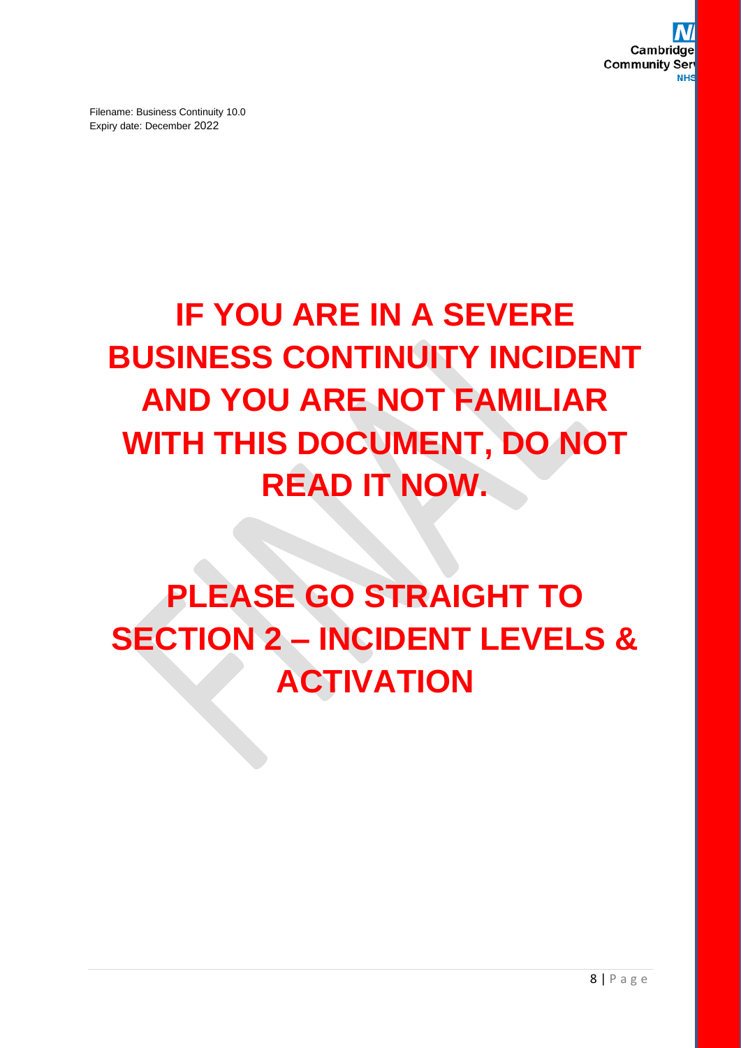Filename: Business Continuity 10.0
Expiry date: December 2022

# IF YOU ARE IN A SEVERE BUSINESS CONTINUITY INCIDENT AND YOU ARE NOT FAMILIAR WITH THIS DOCUMENT, DO NOT READ IT NOW.

# PLEASE GO STRAIGHT TO SECTION 2 – INCIDENT LEVELS & ACTIVATION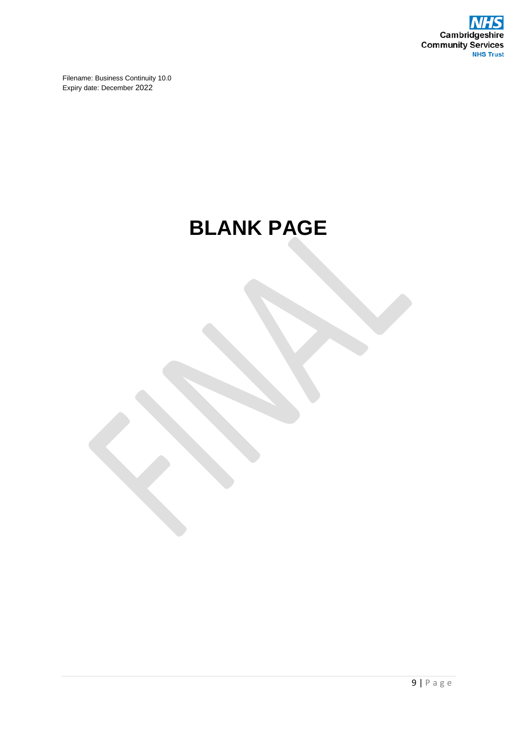Filename: Business Continuity 10.0
Expiry date: December 2022

# BLANK PAGE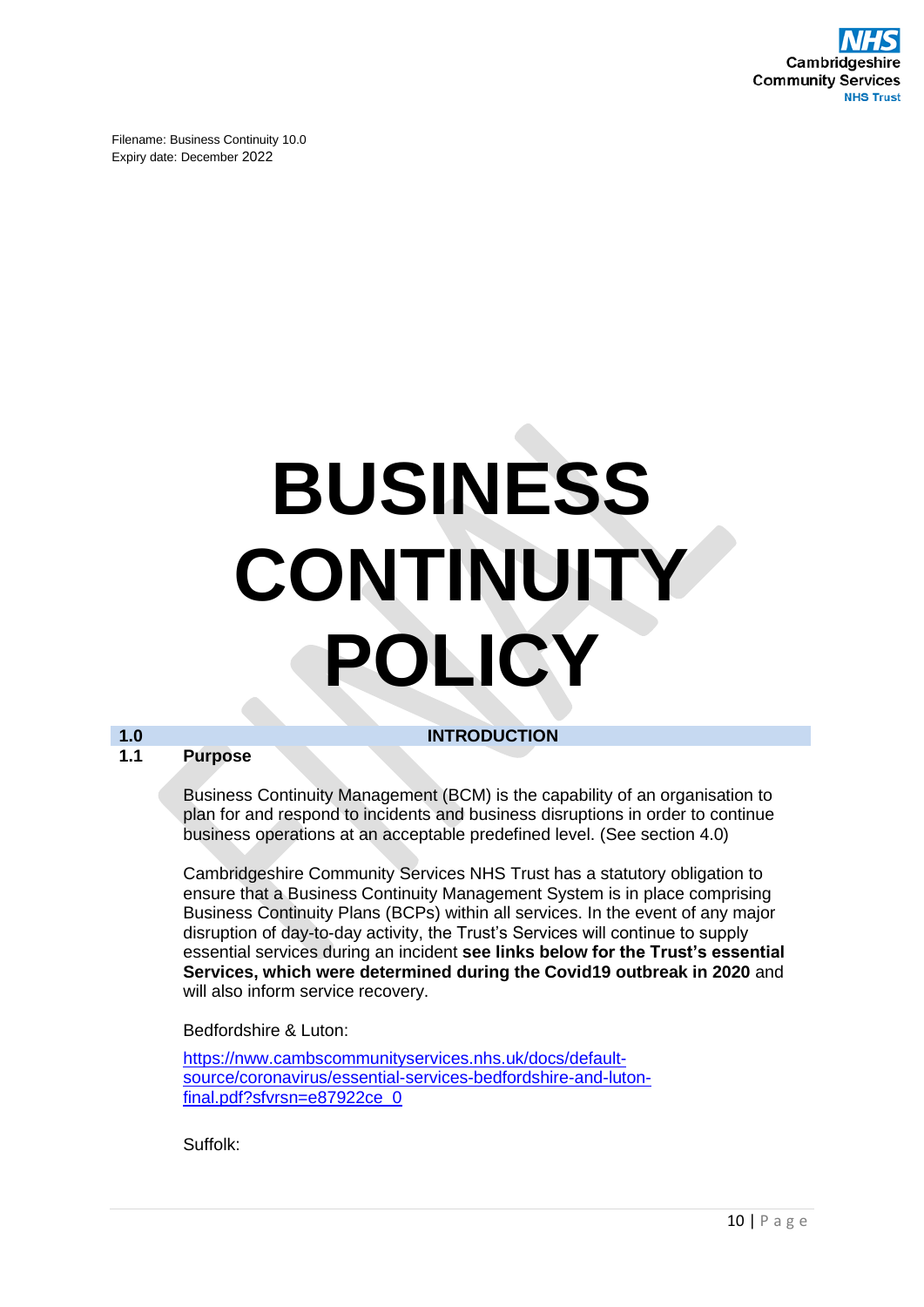Filename: Business Continuity 10.0
Expiry date: December 2022

# BUSINESS CONTINUITY POLICY

## 1.0 INTRODUCTION

### 1.1 Purpose

Business Continuity Management (BCM) is the capability of an organisation to plan for and respond to incidents and business disruptions in order to continue business operations at an acceptable predefined level. (See section 4.0)

Cambridgeshire Community Services NHS Trust has a statutory obligation to ensure that a Business Continuity Management System is in place comprising Business Continuity Plans (BCPs) within all services. In the event of any major disruption of day-to-day activity, the Trust's Services will continue to supply essential services during an incident **see links below for the Trust's essential Services, which were determined during the Covid19 outbreak in 2020** and will also inform service recovery.

Bedfordshire & Luton:

[https://nww.cambscommunityservices.nhs.uk/docs/default-source/coronavirus/essential-services-bedfordshire-and-luton-final.pdf?sfvrsn=e87922ce_0](https://nww.cambscommunityservices.nhs.uk/docs/default-source/coronavirus/essential-services-bedfordshire-and-luton-final.pdf?sfvrsn=e87922ce_0)

Suffolk: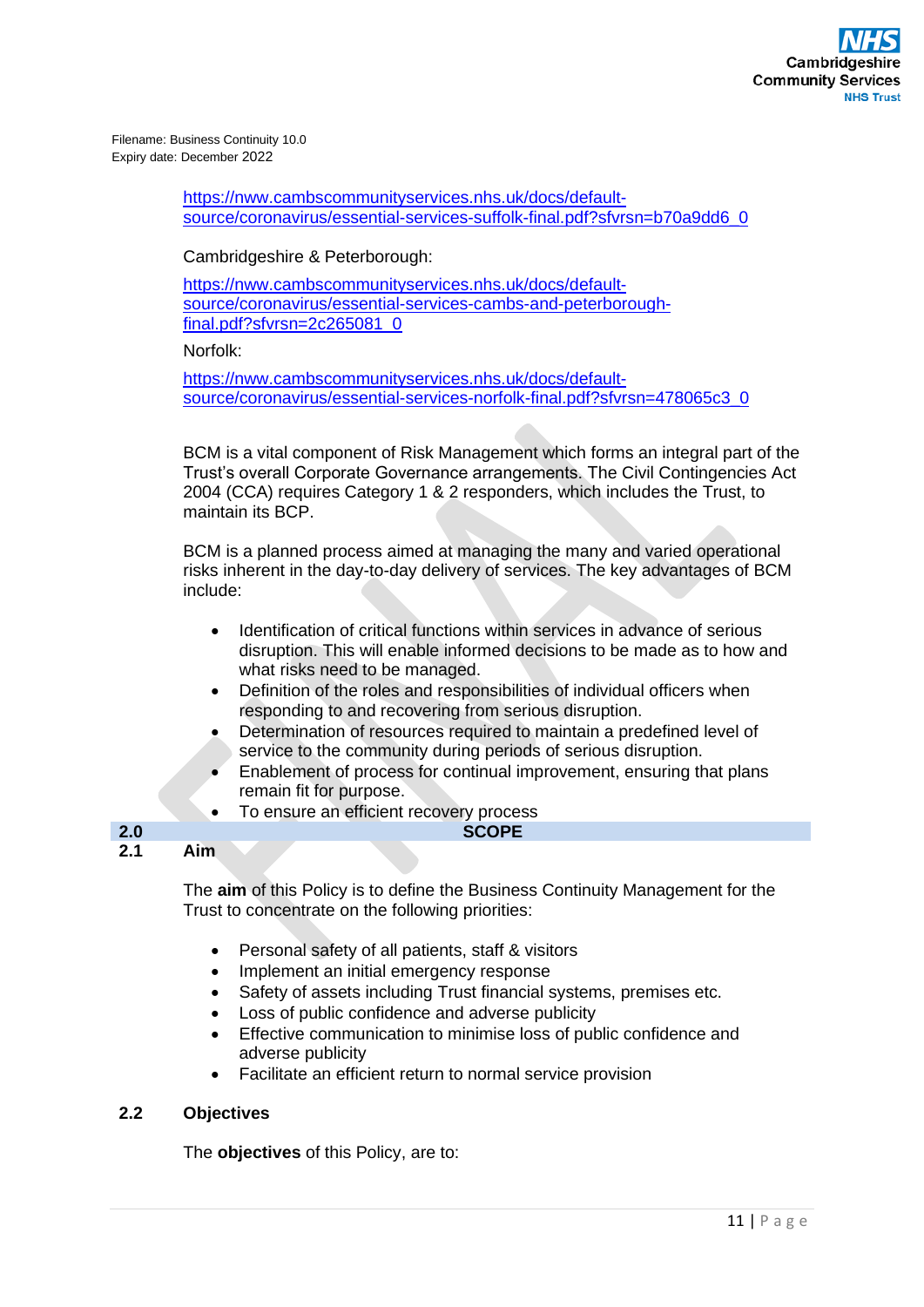https://nww.cambscommunityservices.nhs.uk/docs/default-source/coronavirus/essential-services-suffolk-final.pdf?sfvrsn=b70a9dd6_0

Cambridgeshire & Peterborough:

https://nww.cambscommunityservices.nhs.uk/docs/default-source/coronavirus/essential-services-cambs-and-peterborough-final.pdf?sfvrsn=2c265081_0

Norfolk:

https://nww.cambscommunityservices.nhs.uk/docs/default-source/coronavirus/essential-services-norfolk-final.pdf?sfvrsn=478065c3_0

BCM is a vital component of Risk Management which forms an integral part of the Trust's overall Corporate Governance arrangements. The Civil Contingencies Act 2004 (CCA) requires Category 1 & 2 responders, which includes the Trust, to maintain its BCP.

BCM is a planned process aimed at managing the many and varied operational risks inherent in the day-to-day delivery of services. The key advantages of BCM include:

- Identification of critical functions within services in advance of serious disruption. This will enable informed decisions to be made as to how and what risks need to be managed.
- Definition of the roles and responsibilities of individual officers when responding to and recovering from serious disruption.
- Determination of resources required to maintain a predefined level of service to the community during periods of serious disruption.
- Enablement of process for continual improvement, ensuring that plans remain fit for purpose.
- To ensure an efficient recovery process

## 2.0 SCOPE

### 2.1 Aim

The **aim** of this Policy is to define the Business Continuity Management for the Trust to concentrate on the following priorities:

- Personal safety of all patients, staff & visitors
- Implement an initial emergency response
- Safety of assets including Trust financial systems, premises etc.
- Loss of public confidence and adverse publicity
- Effective communication to minimise loss of public confidence and adverse publicity
- Facilitate an efficient return to normal service provision

### 2.2 Objectives

The **objectives** of this Policy, are to: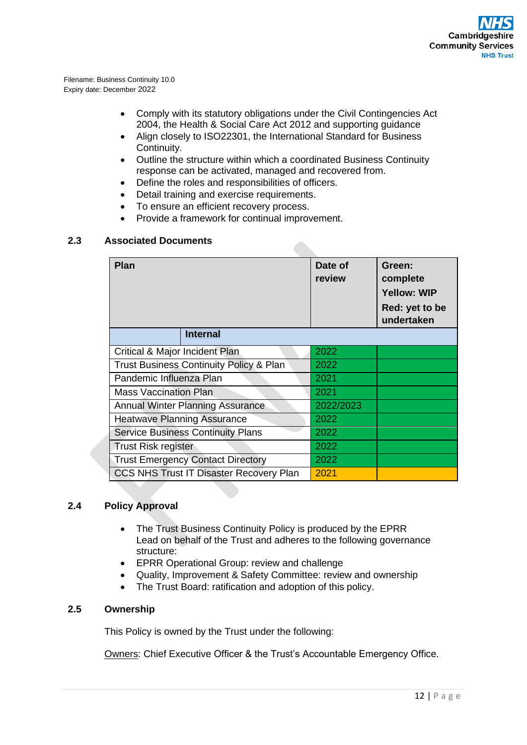Filename: Business Continuity 10.0
Expiry date: December 2022

- Comply with its statutory obligations under the Civil Contingencies Act 2004, the Health & Social Care Act 2012 and supporting guidance
- Align closely to ISO22301, the International Standard for Business Continuity.
- Outline the structure within which a coordinated Business Continuity response can be activated, managed and recovered from.
- Define the roles and responsibilities of officers.
- Detail training and exercise requirements.
- To ensure an efficient recovery process.
- Provide a framework for continual improvement.

## 2.3 Associated Documents

| Plan | Date of review | Green: complete Yellow: WIP Red: yet to be undertaken |
|---|---|---|
| **Internal** | | |
| Critical & Major Incident Plan | 2022 | Green |
| Trust Business Continuity Policy & Plan | 2022 | Green |
| Pandemic Influenza Plan | 2021 | Green |
| Mass Vaccination Plan | 2021 | Green |
| Annual Winter Planning Assurance | 2022/2023 | Green |
| Heatwave Planning Assurance | 2022 | Green |
| Service Business Continuity Plans | 2022 | Green |
| Trust Risk register | 2022 | Green |
| Trust Emergency Contact Directory | 2022 | Green |
| CCS NHS Trust IT Disaster Recovery Plan | 2021 | Yellow |

## 2.4 Policy Approval

- The Trust Business Continuity Policy is produced by the EPRR Lead on behalf of the Trust and adheres to the following governance structure:
- EPRR Operational Group: review and challenge
- Quality, Improvement & Safety Committee: review and ownership
- The Trust Board: ratification and adoption of this policy.

## 2.5 Ownership

This Policy is owned by the Trust under the following:

Owners: Chief Executive Officer & the Trust's Accountable Emergency Office.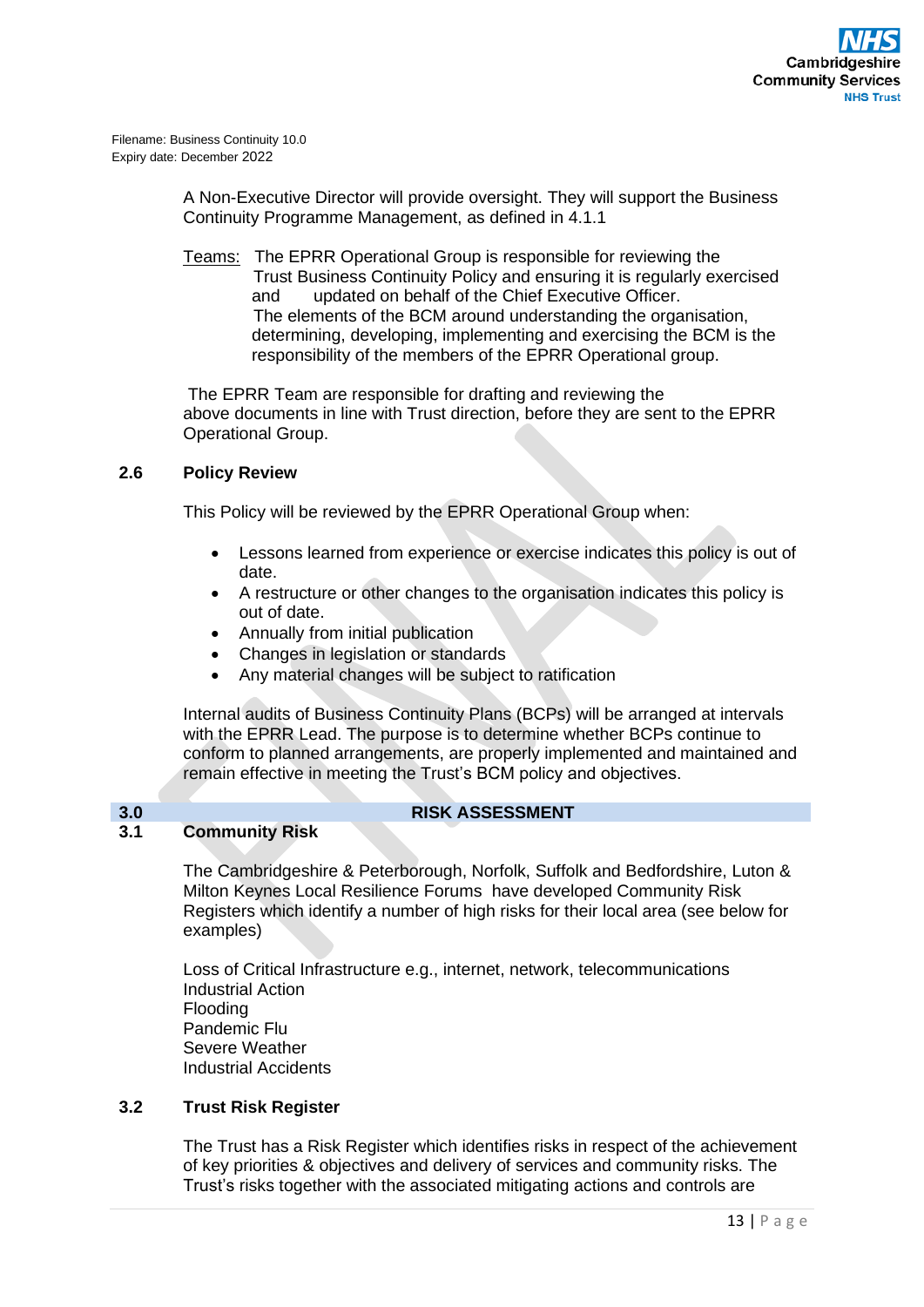Filename: Business Continuity 10.0
Expiry date: December 2022

A Non-Executive Director will provide oversight. They will support the Business Continuity Programme Management, as defined in 4.1.1

Teams: The EPRR Operational Group is responsible for reviewing the Trust Business Continuity Policy and ensuring it is regularly exercised and updated on behalf of the Chief Executive Officer. The elements of the BCM around understanding the organisation, determining, developing, implementing and exercising the BCM is the responsibility of the members of the EPRR Operational group.

The EPRR Team are responsible for drafting and reviewing the above documents in line with Trust direction, before they are sent to the EPRR Operational Group.

### 2.6 Policy Review

This Policy will be reviewed by the EPRR Operational Group when:

- Lessons learned from experience or exercise indicates this policy is out of date.
- A restructure or other changes to the organisation indicates this policy is out of date.
- Annually from initial publication
- Changes in legislation or standards
- Any material changes will be subject to ratification

Internal audits of Business Continuity Plans (BCPs) will be arranged at intervals with the EPRR Lead. The purpose is to determine whether BCPs continue to conform to planned arrangements, are properly implemented and maintained and remain effective in meeting the Trust's BCM policy and objectives.

## 3.0 RISK ASSESSMENT

### 3.1 Community Risk

The Cambridgeshire & Peterborough, Norfolk, Suffolk and Bedfordshire, Luton & Milton Keynes Local Resilience Forums have developed Community Risk Registers which identify a number of high risks for their local area (see below for examples)

Loss of Critical Infrastructure e.g., internet, network, telecommunications
Industrial Action
Flooding
Pandemic Flu
Severe Weather
Industrial Accidents

### 3.2 Trust Risk Register

The Trust has a Risk Register which identifies risks in respect of the achievement of key priorities & objectives and delivery of services and community risks. The Trust's risks together with the associated mitigating actions and controls are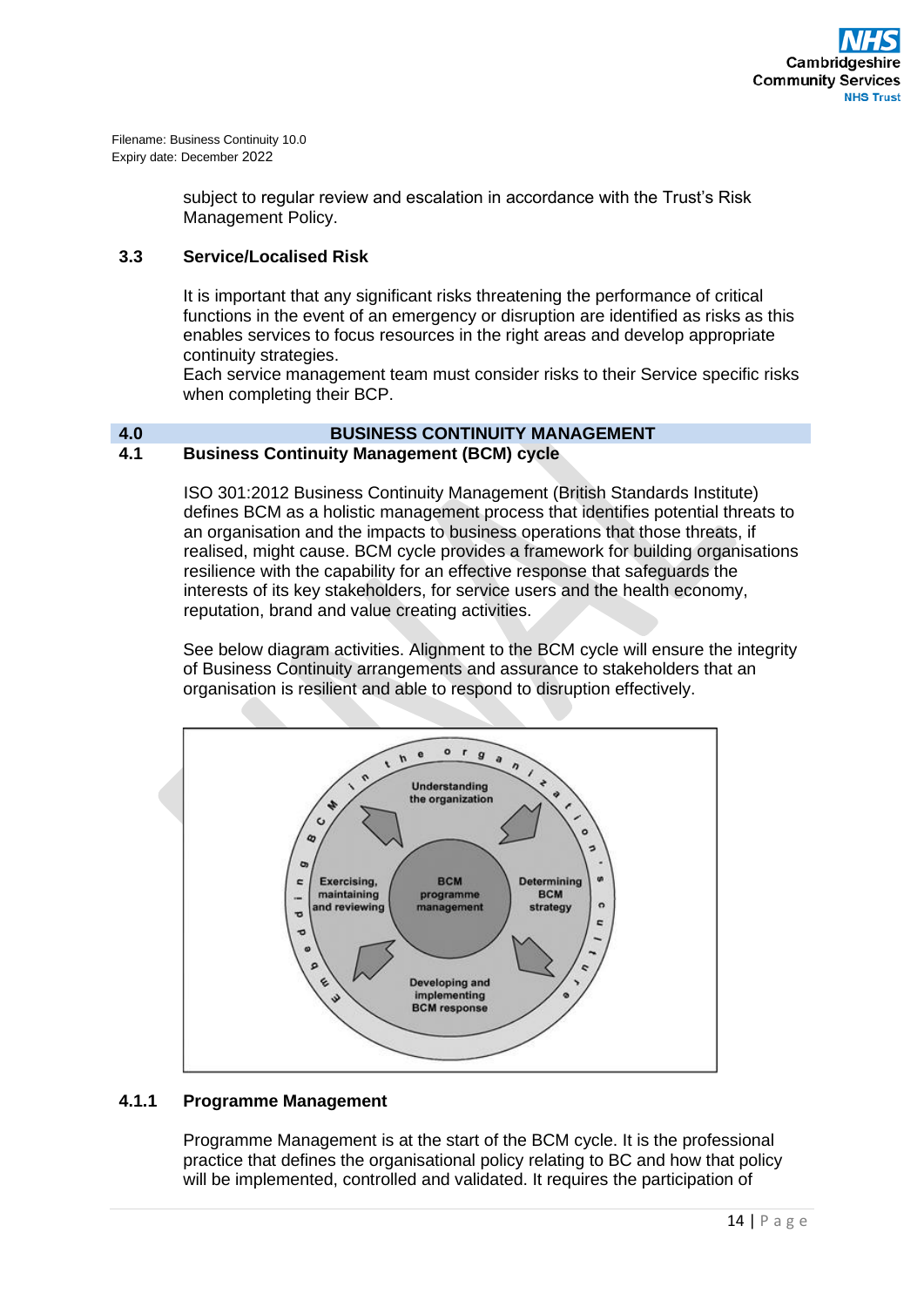Filename: Business Continuity 10.0
Expiry date: December 2022

subject to regular review and escalation in accordance with the Trust's Risk Management Policy.

### 3.3 Service/Localised Risk

It is important that any significant risks threatening the performance of critical functions in the event of an emergency or disruption are identified as risks as this enables services to focus resources in the right areas and develop appropriate continuity strategies.
Each service management team must consider risks to their Service specific risks when completing their BCP.

## 4.0 BUSINESS CONTINUITY MANAGEMENT

### 4.1 Business Continuity Management (BCM) cycle

ISO 301:2012 Business Continuity Management (British Standards Institute) defines BCM as a holistic management process that identifies potential threats to an organisation and the impacts to business operations that those threats, if realised, might cause. BCM cycle provides a framework for building organisations resilience with the capability for an effective response that safeguards the interests of its key stakeholders, for service users and the health economy, reputation, brand and value creating activities.

See below diagram activities. Alignment to the BCM cycle will ensure the integrity of Business Continuity arrangements and assurance to stakeholders that an organisation is resilient and able to respond to disruption effectively.

Embedding BCM in the organization's culture

Understanding the organization

Determining BCM strategy

Developing and implementing BCM response

Exercising, maintaining and reviewing

BCM programme management

### 4.1.1 Programme Management

Programme Management is at the start of the BCM cycle. It is the professional practice that defines the organisational policy relating to BC and how that policy will be implemented, controlled and validated. It requires the participation of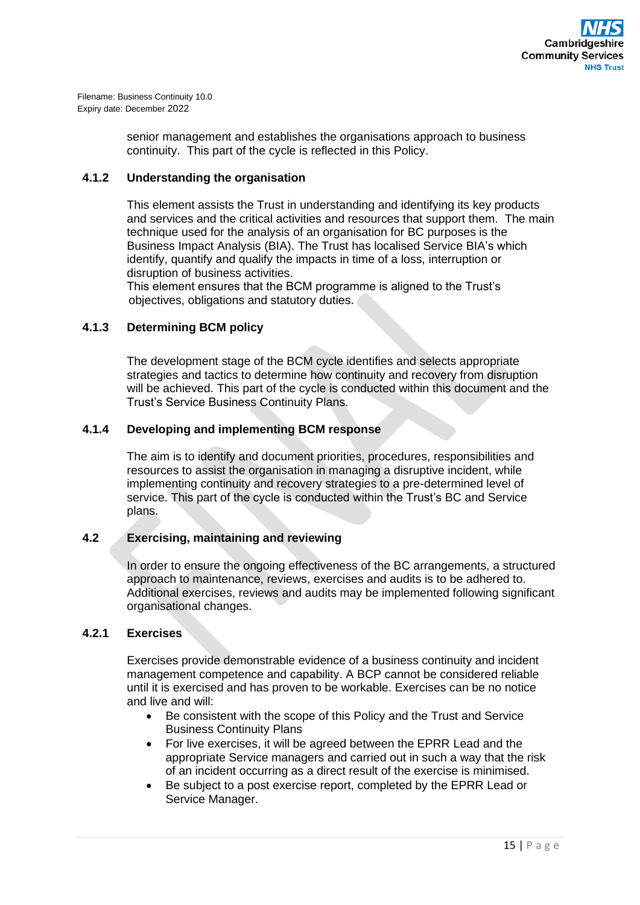senior management and establishes the organisations approach to business continuity. This part of the cycle is reflected in this Policy.

### 4.1.2 Understanding the organisation

This element assists the Trust in understanding and identifying its key products and services and the critical activities and resources that support them. The main technique used for the analysis of an organisation for BC purposes is the Business Impact Analysis (BIA). The Trust has localised Service BIA's which identify, quantify and qualify the impacts in time of a loss, interruption or disruption of business activities.
This element ensures that the BCM programme is aligned to the Trust's objectives, obligations and statutory duties.

### 4.1.3 Determining BCM policy

The development stage of the BCM cycle identifies and selects appropriate strategies and tactics to determine how continuity and recovery from disruption will be achieved. This part of the cycle is conducted within this document and the Trust's Service Business Continuity Plans.

### 4.1.4 Developing and implementing BCM response

The aim is to identify and document priorities, procedures, responsibilities and resources to assist the organisation in managing a disruptive incident, while implementing continuity and recovery strategies to a pre-determined level of service. This part of the cycle is conducted within the Trust's BC and Service plans.

## 4.2 Exercising, maintaining and reviewing

In order to ensure the ongoing effectiveness of the BC arrangements, a structured approach to maintenance, reviews, exercises and audits is to be adhered to. Additional exercises, reviews and audits may be implemented following significant organisational changes.

### 4.2.1 Exercises

Exercises provide demonstrable evidence of a business continuity and incident management competence and capability. A BCP cannot be considered reliable until it is exercised and has proven to be workable. Exercises can be no notice and live and will:

- Be consistent with the scope of this Policy and the Trust and Service Business Continuity Plans
- For live exercises, it will be agreed between the EPRR Lead and the appropriate Service managers and carried out in such a way that the risk of an incident occurring as a direct result of the exercise is minimised.
- Be subject to a post exercise report, completed by the EPRR Lead or Service Manager.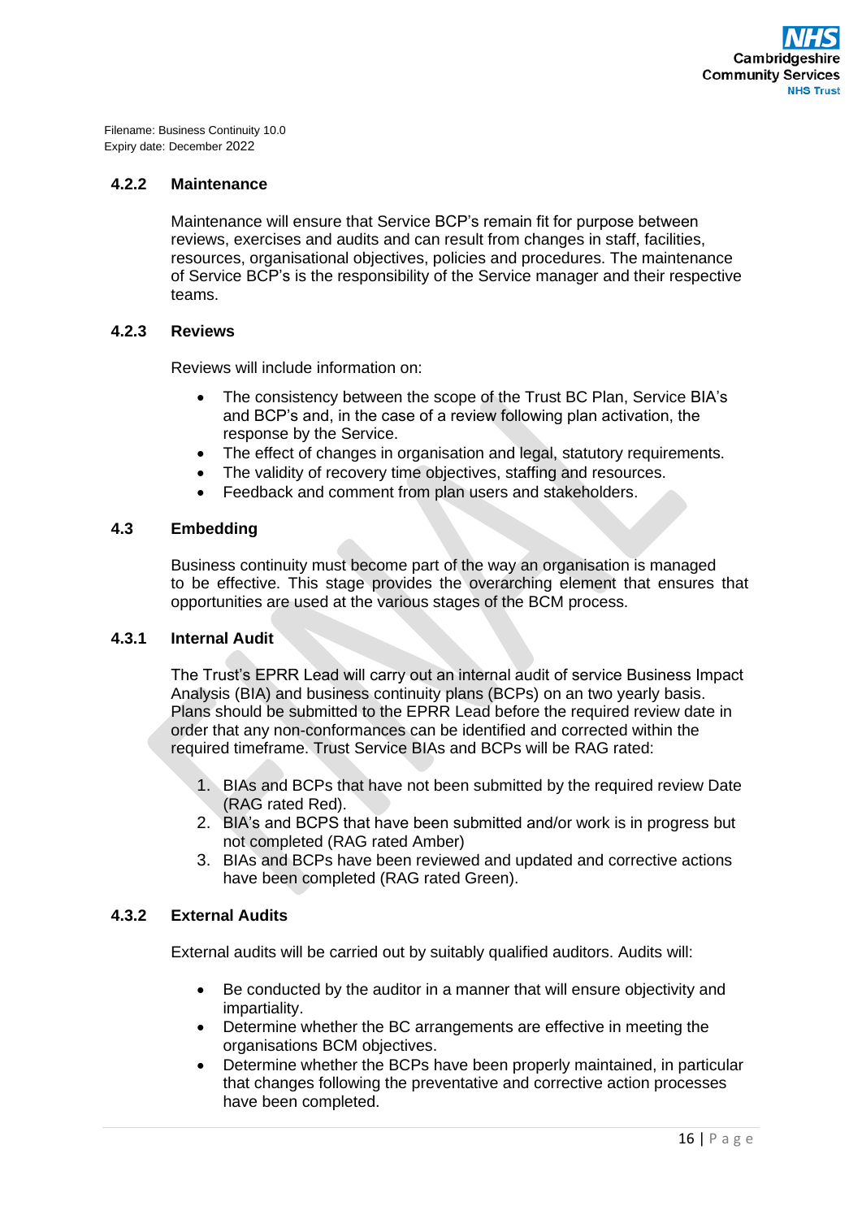Filename: Business Continuity 10.0
Expiry date: December 2022

### 4.2.2 Maintenance

Maintenance will ensure that Service BCP's remain fit for purpose between reviews, exercises and audits and can result from changes in staff, facilities, resources, organisational objectives, policies and procedures. The maintenance of Service BCP's is the responsibility of the Service manager and their respective teams.

### 4.2.3 Reviews

Reviews will include information on:

- The consistency between the scope of the Trust BC Plan, Service BIA's and BCP's and, in the case of a review following plan activation, the response by the Service.
- The effect of changes in organisation and legal, statutory requirements.
- The validity of recovery time objectives, staffing and resources.
- Feedback and comment from plan users and stakeholders.

## 4.3 Embedding

Business continuity must become part of the way an organisation is managed to be effective. This stage provides the overarching element that ensures that opportunities are used at the various stages of the BCM process.

### 4.3.1 Internal Audit

The Trust's EPRR Lead will carry out an internal audit of service Business Impact Analysis (BIA) and business continuity plans (BCPs) on an two yearly basis. Plans should be submitted to the EPRR Lead before the required review date in order that any non-conformances can be identified and corrected within the required timeframe. Trust Service BIAs and BCPs will be RAG rated:

1. BIAs and BCPs that have not been submitted by the required review Date (RAG rated Red).
2. BIA's and BCPS that have been submitted and/or work is in progress but not completed (RAG rated Amber)
3. BIAs and BCPs have been reviewed and updated and corrective actions have been completed (RAG rated Green).

### 4.3.2 External Audits

External audits will be carried out by suitably qualified auditors. Audits will:

- Be conducted by the auditor in a manner that will ensure objectivity and impartiality.
- Determine whether the BC arrangements are effective in meeting the organisations BCM objectives.
- Determine whether the BCPs have been properly maintained, in particular that changes following the preventative and corrective action processes have been completed.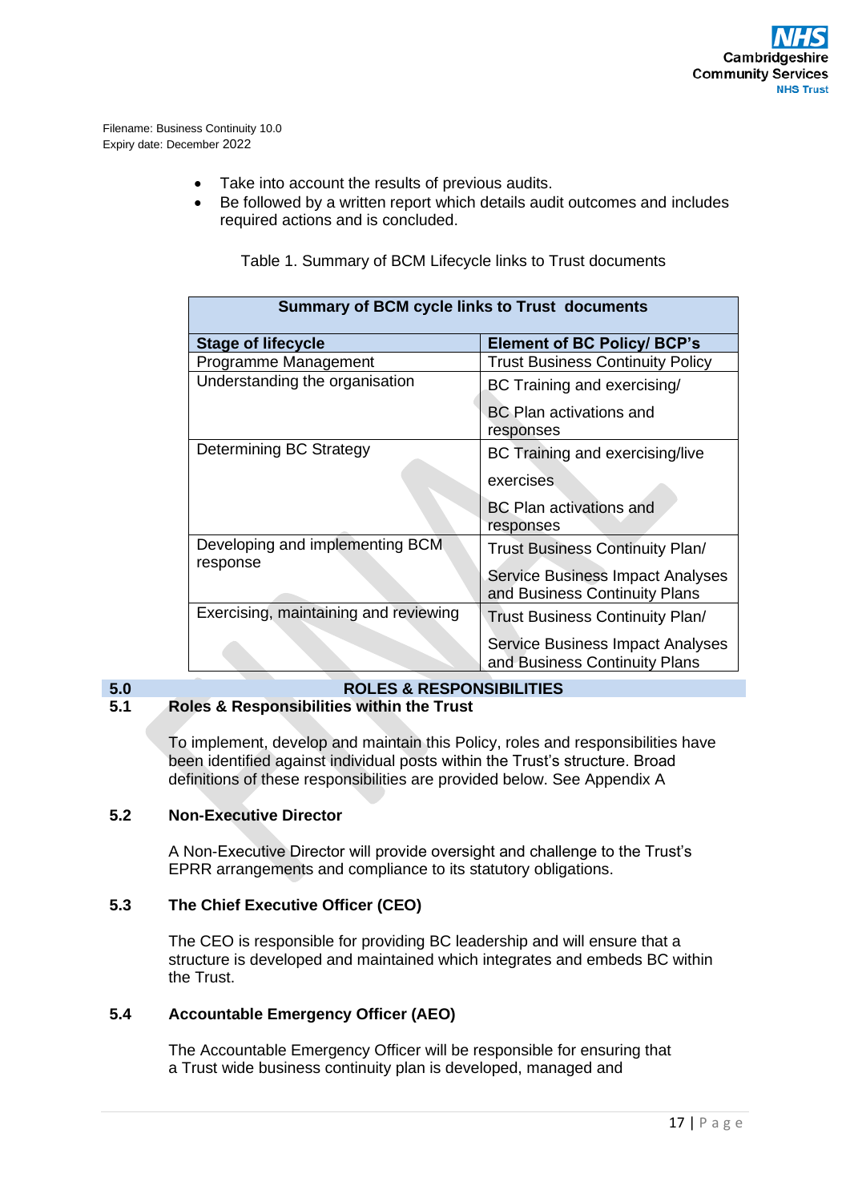Filename: Business Continuity 10.0
Expiry date: December 2022

- Take into account the results of previous audits.
- Be followed by a written report which details audit outcomes and includes required actions and is concluded.

Table 1. Summary of BCM Lifecycle links to Trust documents

| Summary of BCM cycle links to Trust documents | |
|---|---|
| **Stage of lifecycle** | **Element of BC Policy/ BCP's** |
| Programme Management | Trust Business Continuity Policy |
| Understanding the organisation | BC Training and exercising/ BC Plan activations and responses |
| Determining BC Strategy | BC Training and exercising/live exercises BC Plan activations and responses |
| Developing and implementing BCM response | Trust Business Continuity Plan/ Service Business Impact Analyses and Business Continuity Plans |
| Exercising, maintaining and reviewing | Trust Business Continuity Plan/ Service Business Impact Analyses and Business Continuity Plans |

## 5.0 ROLES & RESPONSIBILITIES

### 5.1 Roles & Responsibilities within the Trust

To implement, develop and maintain this Policy, roles and responsibilities have been identified against individual posts within the Trust's structure. Broad definitions of these responsibilities are provided below. See Appendix A

### 5.2 Non-Executive Director

A Non-Executive Director will provide oversight and challenge to the Trust's EPRR arrangements and compliance to its statutory obligations.

### 5.3 The Chief Executive Officer (CEO)

The CEO is responsible for providing BC leadership and will ensure that a structure is developed and maintained which integrates and embeds BC within the Trust.

### 5.4 Accountable Emergency Officer (AEO)

The Accountable Emergency Officer will be responsible for ensuring that a Trust wide business continuity plan is developed, managed and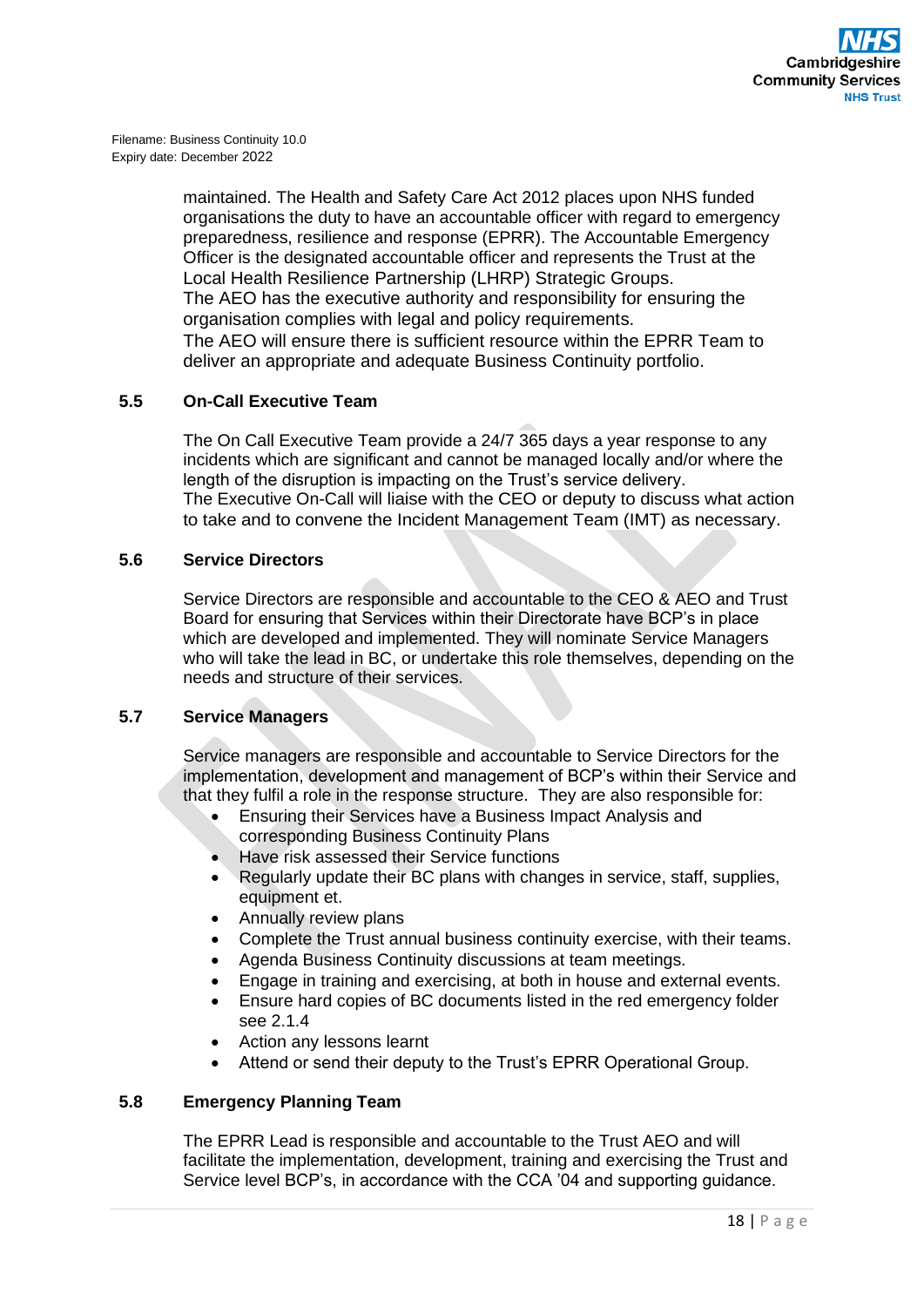maintained. The Health and Safety Care Act 2012 places upon NHS funded organisations the duty to have an accountable officer with regard to emergency preparedness, resilience and response (EPRR). The Accountable Emergency Officer is the designated accountable officer and represents the Trust at the Local Health Resilience Partnership (LHRP) Strategic Groups.
The AEO has the executive authority and responsibility for ensuring the organisation complies with legal and policy requirements.
The AEO will ensure there is sufficient resource within the EPRR Team to deliver an appropriate and adequate Business Continuity portfolio.

### 5.5 On-Call Executive Team

The On Call Executive Team provide a 24/7 365 days a year response to any incidents which are significant and cannot be managed locally and/or where the length of the disruption is impacting on the Trust's service delivery.
The Executive On-Call will liaise with the CEO or deputy to discuss what action to take and to convene the Incident Management Team (IMT) as necessary.

### 5.6 Service Directors

Service Directors are responsible and accountable to the CEO & AEO and Trust Board for ensuring that Services within their Directorate have BCP's in place which are developed and implemented. They will nominate Service Managers who will take the lead in BC, or undertake this role themselves, depending on the needs and structure of their services.

### 5.7 Service Managers

Service managers are responsible and accountable to Service Directors for the implementation, development and management of BCP's within their Service and that they fulfil a role in the response structure. They are also responsible for:

- Ensuring their Services have a Business Impact Analysis and corresponding Business Continuity Plans
- Have risk assessed their Service functions
- Regularly update their BC plans with changes in service, staff, supplies, equipment et.
- Annually review plans
- Complete the Trust annual business continuity exercise, with their teams.
- Agenda Business Continuity discussions at team meetings.
- Engage in training and exercising, at both in house and external events.
- Ensure hard copies of BC documents listed in the red emergency folder see 2.1.4
- Action any lessons learnt
- Attend or send their deputy to the Trust's EPRR Operational Group.

### 5.8 Emergency Planning Team

The EPRR Lead is responsible and accountable to the Trust AEO and will facilitate the implementation, development, training and exercising the Trust and Service level BCP's, in accordance with the CCA '04 and supporting guidance.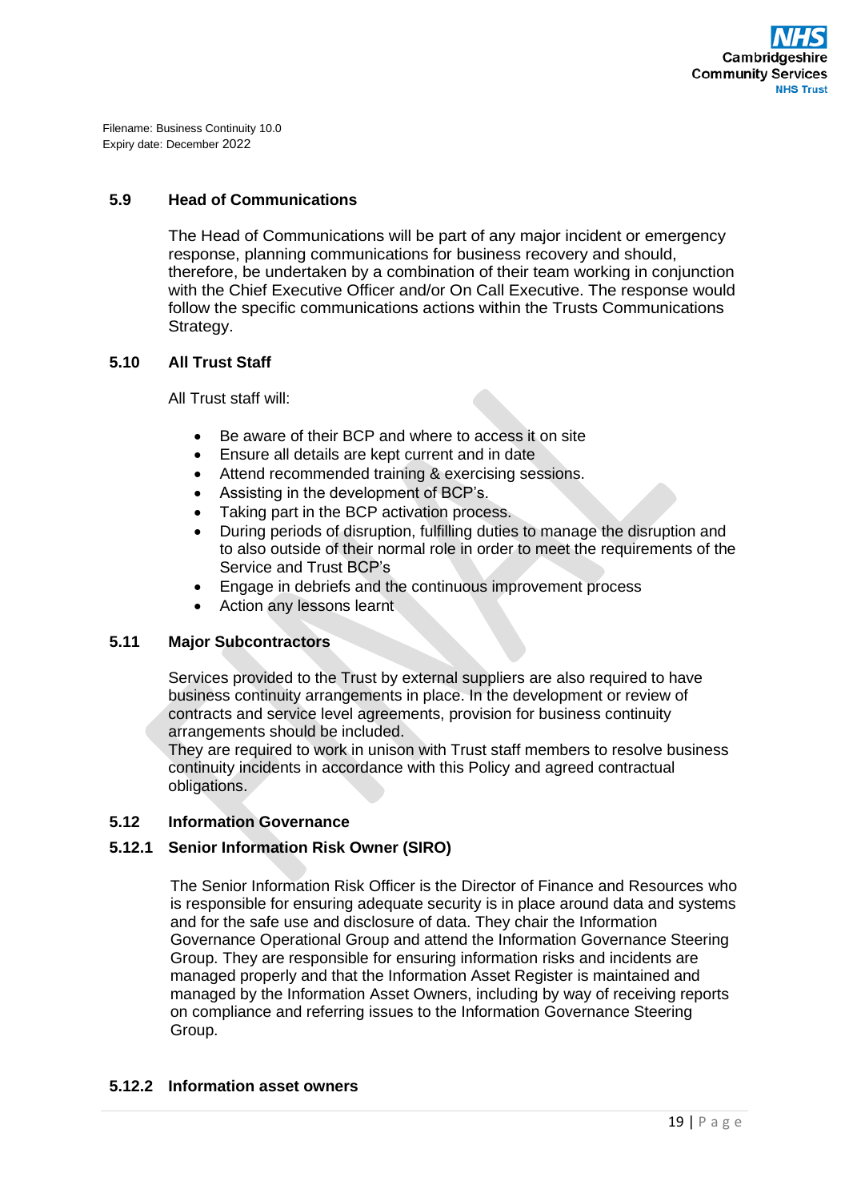Filename: Business Continuity 10.0
Expiry date: December 2022

### 5.9 Head of Communications

The Head of Communications will be part of any major incident or emergency response, planning communications for business recovery and should, therefore, be undertaken by a combination of their team working in conjunction with the Chief Executive Officer and/or On Call Executive. The response would follow the specific communications actions within the Trusts Communications Strategy.

### 5.10 All Trust Staff

All Trust staff will:

- Be aware of their BCP and where to access it on site
- Ensure all details are kept current and in date
- Attend recommended training & exercising sessions.
- Assisting in the development of BCP's.
- Taking part in the BCP activation process.
- During periods of disruption, fulfilling duties to manage the disruption and to also outside of their normal role in order to meet the requirements of the Service and Trust BCP's
- Engage in debriefs and the continuous improvement process
- Action any lessons learnt

### 5.11 Major Subcontractors

Services provided to the Trust by external suppliers are also required to have business continuity arrangements in place. In the development or review of contracts and service level agreements, provision for business continuity arrangements should be included.
They are required to work in unison with Trust staff members to resolve business continuity incidents in accordance with this Policy and agreed contractual obligations.

### 5.12 Information Governance

#### 5.12.1 Senior Information Risk Owner (SIRO)

The Senior Information Risk Officer is the Director of Finance and Resources who is responsible for ensuring adequate security is in place around data and systems and for the safe use and disclosure of data. They chair the Information Governance Operational Group and attend the Information Governance Steering Group. They are responsible for ensuring information risks and incidents are managed properly and that the Information Asset Register is maintained and managed by the Information Asset Owners, including by way of receiving reports on compliance and referring issues to the Information Governance Steering Group.

#### 5.12.2 Information asset owners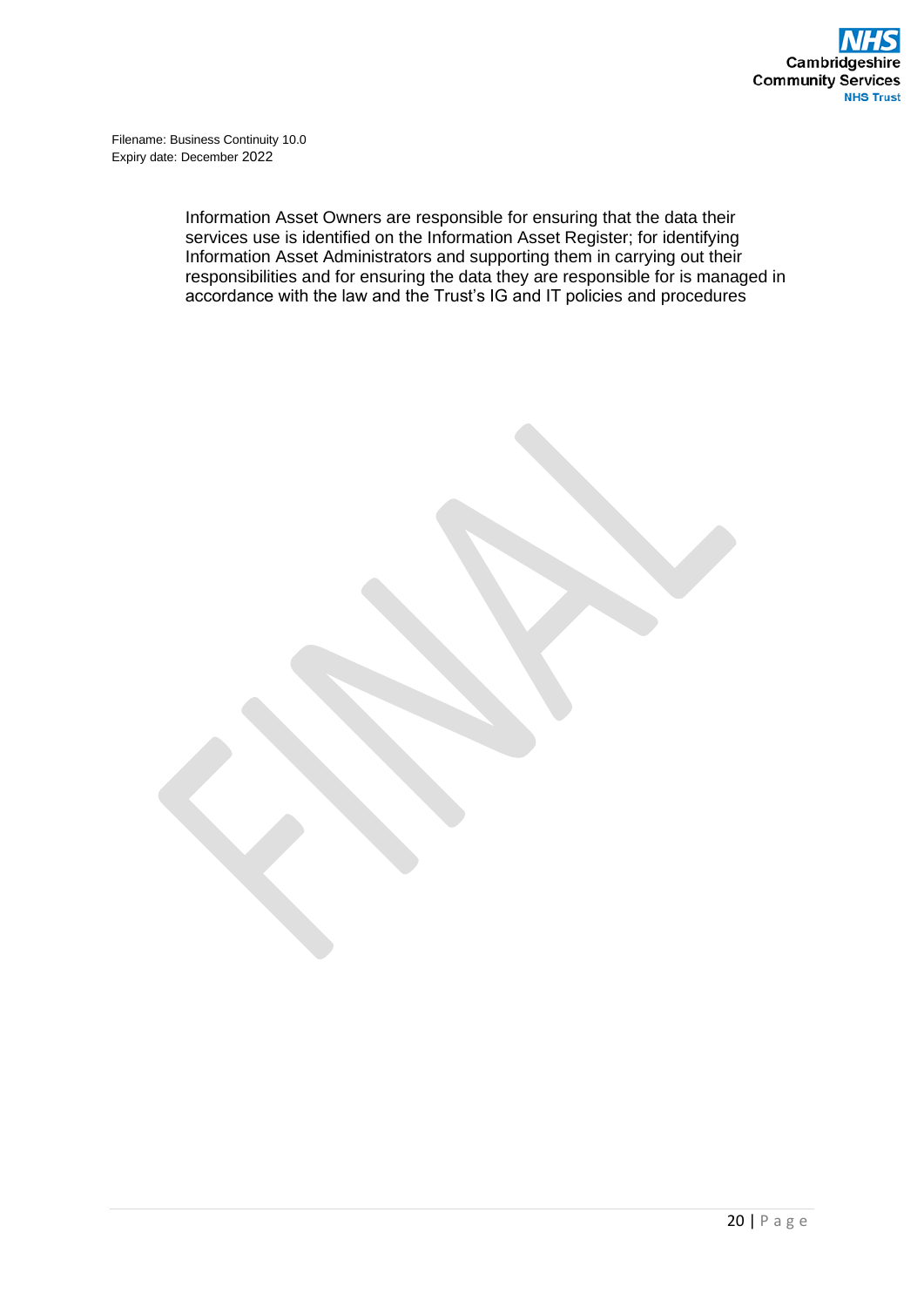Information Asset Owners are responsible for ensuring that the data their services use is identified on the Information Asset Register; for identifying Information Asset Administrators and supporting them in carrying out their responsibilities and for ensuring the data they are responsible for is managed in accordance with the law and the Trust's IG and IT policies and procedures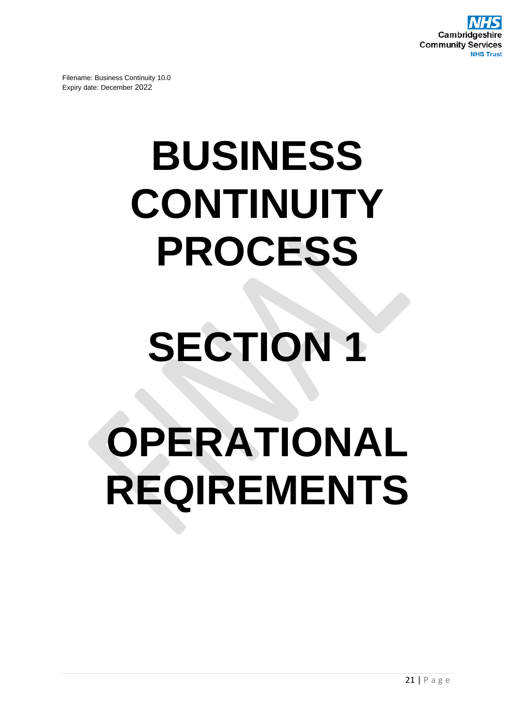Filename: Business Continuity 10.0
Expiry date: December 2022

# BUSINESS CONTINUITY PROCESS

# SECTION 1

# OPERATIONAL REQIREMENTS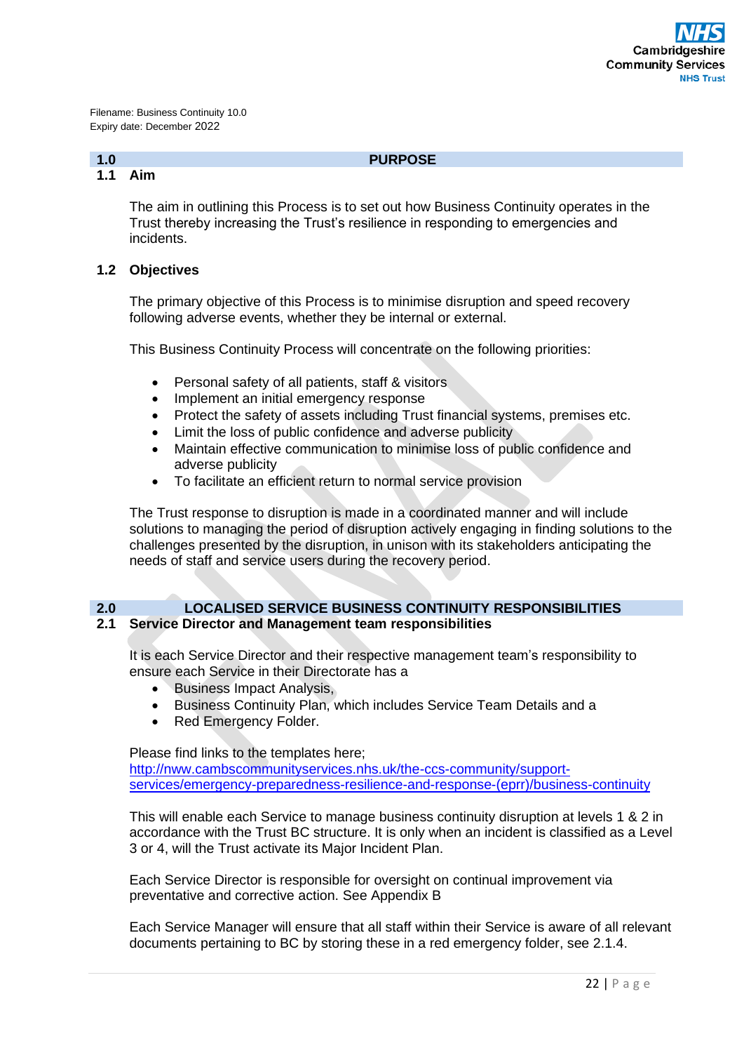Filename: Business Continuity 10.0
Expiry date: December 2022

## 1.0 PURPOSE

### 1.1 Aim

The aim in outlining this Process is to set out how Business Continuity operates in the Trust thereby increasing the Trust's resilience in responding to emergencies and incidents.

### 1.2 Objectives

The primary objective of this Process is to minimise disruption and speed recovery following adverse events, whether they be internal or external.

This Business Continuity Process will concentrate on the following priorities:

- Personal safety of all patients, staff & visitors
- Implement an initial emergency response
- Protect the safety of assets including Trust financial systems, premises etc.
- Limit the loss of public confidence and adverse publicity
- Maintain effective communication to minimise loss of public confidence and adverse publicity
- To facilitate an efficient return to normal service provision

The Trust response to disruption is made in a coordinated manner and will include solutions to managing the period of disruption actively engaging in finding solutions to the challenges presented by the disruption, in unison with its stakeholders anticipating the needs of staff and service users during the recovery period.

## 2.0 LOCALISED SERVICE BUSINESS CONTINUITY RESPONSIBILITIES

### 2.1 Service Director and Management team responsibilities

It is each Service Director and their respective management team's responsibility to ensure each Service in their Directorate has a

- Business Impact Analysis,
- Business Continuity Plan, which includes Service Team Details and a
- Red Emergency Folder.

Please find links to the templates here;
http://nww.cambscommunityservices.nhs.uk/the-ccs-community/support-services/emergency-preparedness-resilience-and-response-(eprr)/business-continuity

This will enable each Service to manage business continuity disruption at levels 1 & 2 in accordance with the Trust BC structure. It is only when an incident is classified as a Level 3 or 4, will the Trust activate its Major Incident Plan.

Each Service Director is responsible for oversight on continual improvement via preventative and corrective action. See Appendix B

Each Service Manager will ensure that all staff within their Service is aware of all relevant documents pertaining to BC by storing these in a red emergency folder, see 2.1.4.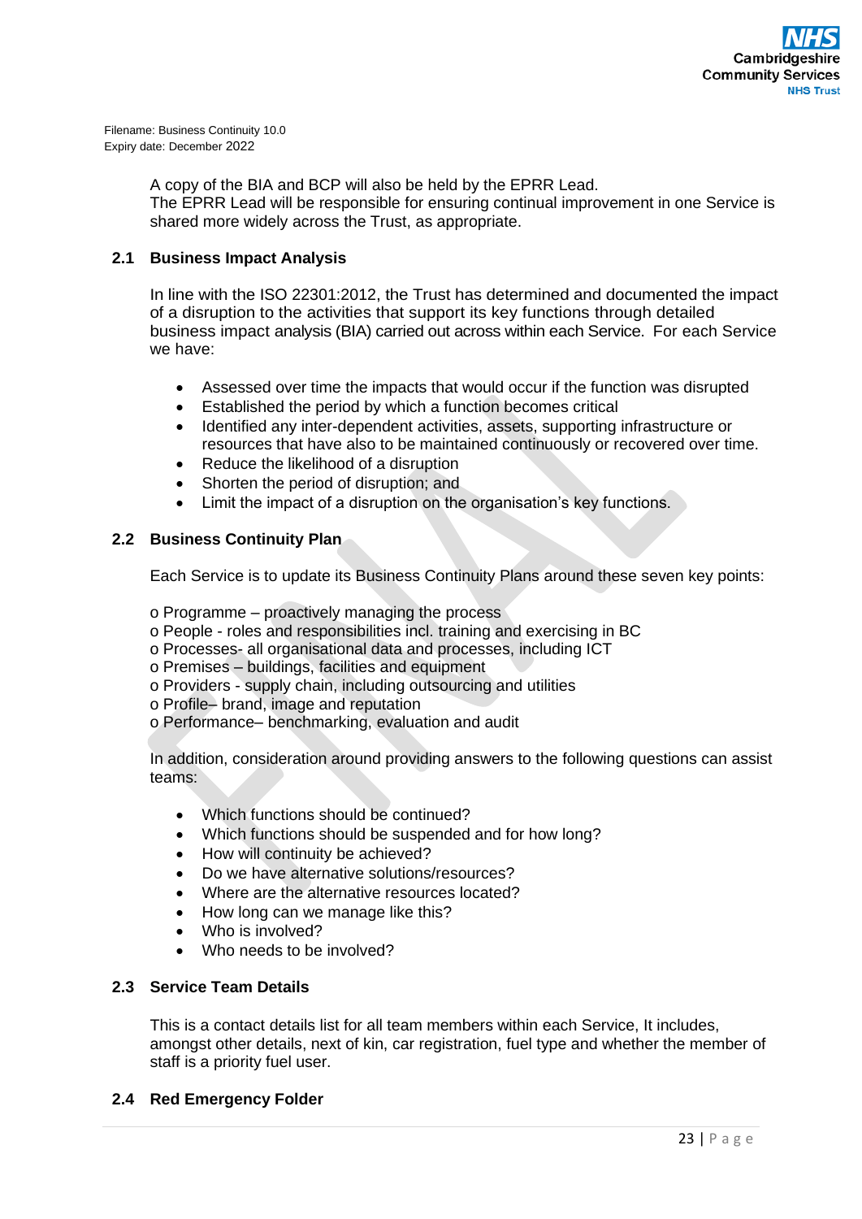A copy of the BIA and BCP will also be held by the EPRR Lead.
The EPRR Lead will be responsible for ensuring continual improvement in one Service is shared more widely across the Trust, as appropriate.

## 2.1 Business Impact Analysis

In line with the ISO 22301:2012, the Trust has determined and documented the impact of a disruption to the activities that support its key functions through detailed business impact analysis (BIA) carried out across within each Service. For each Service we have:

- Assessed over time the impacts that would occur if the function was disrupted
- Established the period by which a function becomes critical
- Identified any inter-dependent activities, assets, supporting infrastructure or resources that have also to be maintained continuously or recovered over time.
- Reduce the likelihood of a disruption
- Shorten the period of disruption; and
- Limit the impact of a disruption on the organisation's key functions.

## 2.2 Business Continuity Plan

Each Service is to update its Business Continuity Plans around these seven key points:

o Programme – proactively managing the process
o People - roles and responsibilities incl. training and exercising in BC
o Processes- all organisational data and processes, including ICT
o Premises – buildings, facilities and equipment
o Providers - supply chain, including outsourcing and utilities
o Profile– brand, image and reputation
o Performance– benchmarking, evaluation and audit

In addition, consideration around providing answers to the following questions can assist teams:

- Which functions should be continued?
- Which functions should be suspended and for how long?
- How will continuity be achieved?
- Do we have alternative solutions/resources?
- Where are the alternative resources located?
- How long can we manage like this?
- Who is involved?
- Who needs to be involved?

## 2.3 Service Team Details

This is a contact details list for all team members within each Service, It includes, amongst other details, next of kin, car registration, fuel type and whether the member of staff is a priority fuel user.

## 2.4 Red Emergency Folder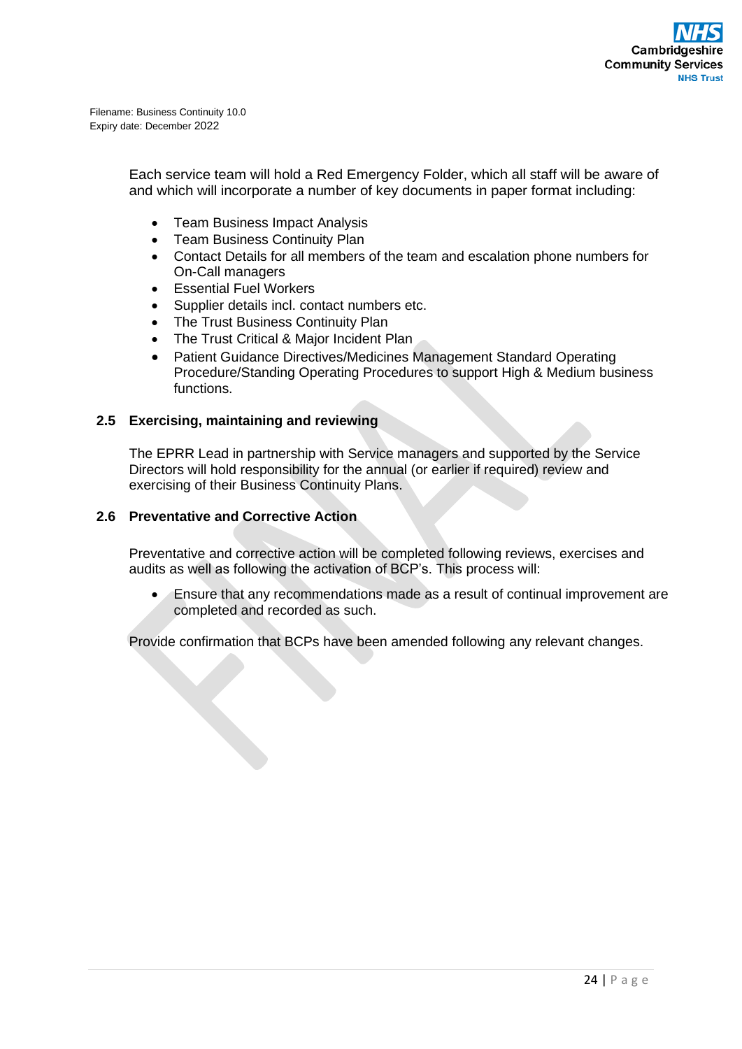Each service team will hold a Red Emergency Folder, which all staff will be aware of and which will incorporate a number of key documents in paper format including:

- Team Business Impact Analysis
- Team Business Continuity Plan
- Contact Details for all members of the team and escalation phone numbers for On-Call managers
- Essential Fuel Workers
- Supplier details incl. contact numbers etc.
- The Trust Business Continuity Plan
- The Trust Critical & Major Incident Plan
- Patient Guidance Directives/Medicines Management Standard Operating Procedure/Standing Operating Procedures to support High & Medium business functions.

### 2.5 Exercising, maintaining and reviewing

The EPRR Lead in partnership with Service managers and supported by the Service Directors will hold responsibility for the annual (or earlier if required) review and exercising of their Business Continuity Plans.

### 2.6 Preventative and Corrective Action

Preventative and corrective action will be completed following reviews, exercises and audits as well as following the activation of BCP's. This process will:

- Ensure that any recommendations made as a result of continual improvement are completed and recorded as such.

Provide confirmation that BCPs have been amended following any relevant changes.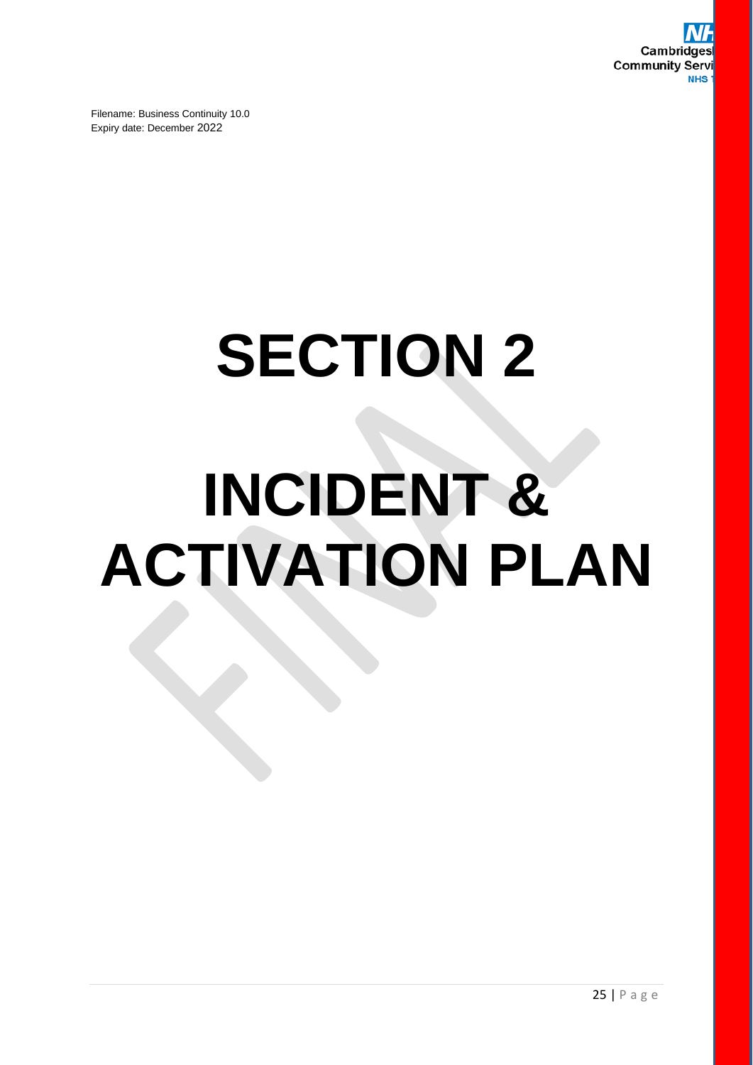Filename: Business Continuity 10.0
Expiry date: December 2022

# SECTION 2

# INCIDENT & ACTIVATION PLAN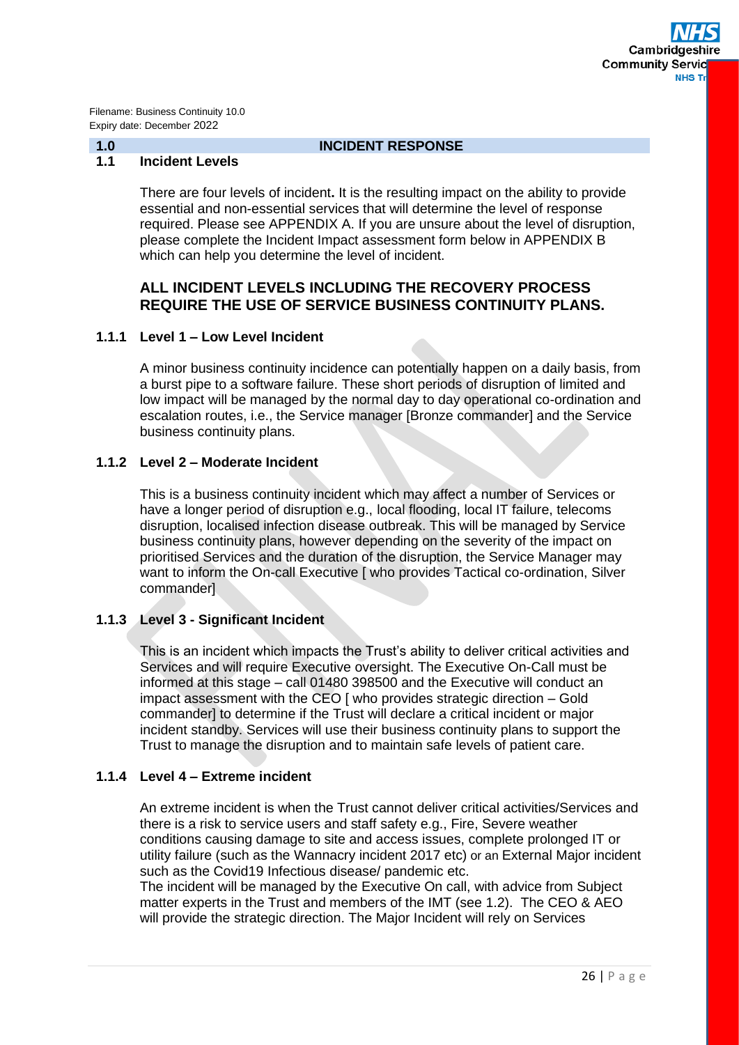Filename: Business Continuity 10.0
Expiry date: December 2022

## 1.0 INCIDENT RESPONSE

### 1.1 Incident Levels

There are four levels of incident**.** It is the resulting impact on the ability to provide essential and non-essential services that will determine the level of response required. Please see APPENDIX A. If you are unsure about the level of disruption, please complete the Incident Impact assessment form below in APPENDIX B which can help you determine the level of incident.

**ALL INCIDENT LEVELS INCLUDING THE RECOVERY PROCESS REQUIRE THE USE OF SERVICE BUSINESS CONTINUITY PLANS.**

#### 1.1.1 Level 1 – Low Level Incident

A minor business continuity incidence can potentially happen on a daily basis, from a burst pipe to a software failure. These short periods of disruption of limited and low impact will be managed by the normal day to day operational co-ordination and escalation routes, i.e., the Service manager [Bronze commander] and the Service business continuity plans.

#### 1.1.2 Level 2 – Moderate Incident

This is a business continuity incident which may affect a number of Services or have a longer period of disruption e.g., local flooding, local IT failure, telecoms disruption, localised infection disease outbreak. This will be managed by Service business continuity plans, however depending on the severity of the impact on prioritised Services and the duration of the disruption, the Service Manager may want to inform the On-call Executive [ who provides Tactical co-ordination, Silver commander]

#### 1.1.3 Level 3 - Significant Incident

This is an incident which impacts the Trust's ability to deliver critical activities and Services and will require Executive oversight. The Executive On-Call must be informed at this stage – call 01480 398500 and the Executive will conduct an impact assessment with the CEO [ who provides strategic direction – Gold commander] to determine if the Trust will declare a critical incident or major incident standby. Services will use their business continuity plans to support the Trust to manage the disruption and to maintain safe levels of patient care.

#### 1.1.4 Level 4 – Extreme incident

An extreme incident is when the Trust cannot deliver critical activities/Services and there is a risk to service users and staff safety e.g., Fire, Severe weather conditions causing damage to site and access issues, complete prolonged IT or utility failure (such as the Wannacry incident 2017 etc) or an External Major incident such as the Covid19 Infectious disease/ pandemic etc.
The incident will be managed by the Executive On call, with advice from Subject matter experts in the Trust and members of the IMT (see 1.2). The CEO & AEO will provide the strategic direction. The Major Incident will rely on Services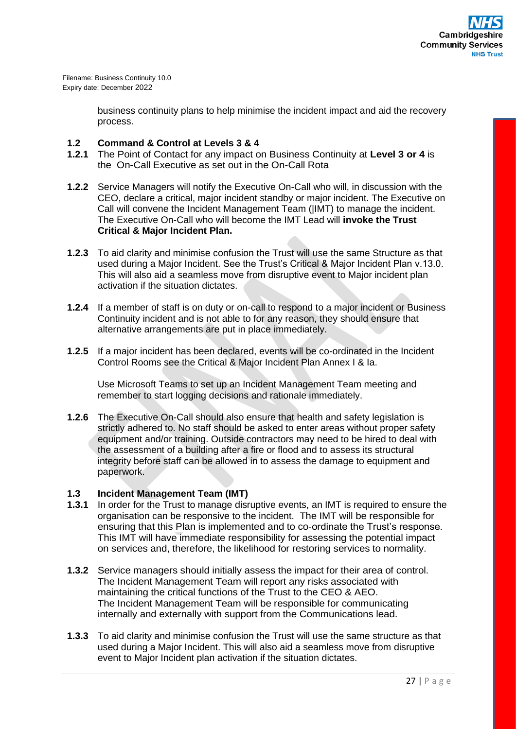business continuity plans to help minimise the incident impact and aid the recovery process.

### 1.2 Command & Control at Levels 3 & 4

**1.2.1** The Point of Contact for any impact on Business Continuity at **Level 3 or 4** is the On-Call Executive as set out in the On-Call Rota

**1.2.2** Service Managers will notify the Executive On-Call who will, in discussion with the CEO, declare a critical, major incident standby or major incident. The Executive on Call will convene the Incident Management Team (|IMT) to manage the incident. The Executive On-Call who will become the IMT Lead will **invoke the Trust Critical & Major Incident Plan.**

**1.2.3** To aid clarity and minimise confusion the Trust will use the same Structure as that used during a Major Incident. See the Trust's Critical & Major Incident Plan v.13.0. This will also aid a seamless move from disruptive event to Major incident plan activation if the situation dictates.

**1.2.4** If a member of staff is on duty or on-call to respond to a major incident or Business Continuity incident and is not able to for any reason, they should ensure that alternative arrangements are put in place immediately.

**1.2.5** If a major incident has been declared, events will be co-ordinated in the Incident Control Rooms see the Critical & Major Incident Plan Annex I & Ia.

Use Microsoft Teams to set up an Incident Management Team meeting and remember to start logging decisions and rationale immediately.

**1.2.6** The Executive On-Call should also ensure that health and safety legislation is strictly adhered to. No staff should be asked to enter areas without proper safety equipment and/or training. Outside contractors may need to be hired to deal with the assessment of a building after a fire or flood and to assess its structural integrity before staff can be allowed in to assess the damage to equipment and paperwork.

### 1.3 Incident Management Team (IMT)

**1.3.1** In order for the Trust to manage disruptive events, an IMT is required to ensure the organisation can be responsive to the incident. The IMT will be responsible for ensuring that this Plan is implemented and to co-ordinate the Trust's response. This IMT will have immediate responsibility for assessing the potential impact on services and, therefore, the likelihood for restoring services to normality.

**1.3.2** Service managers should initially assess the impact for their area of control. The Incident Management Team will report any risks associated with maintaining the critical functions of the Trust to the CEO & AEO. The Incident Management Team will be responsible for communicating internally and externally with support from the Communications lead.

**1.3.3** To aid clarity and minimise confusion the Trust will use the same structure as that used during a Major Incident. This will also aid a seamless move from disruptive event to Major Incident plan activation if the situation dictates.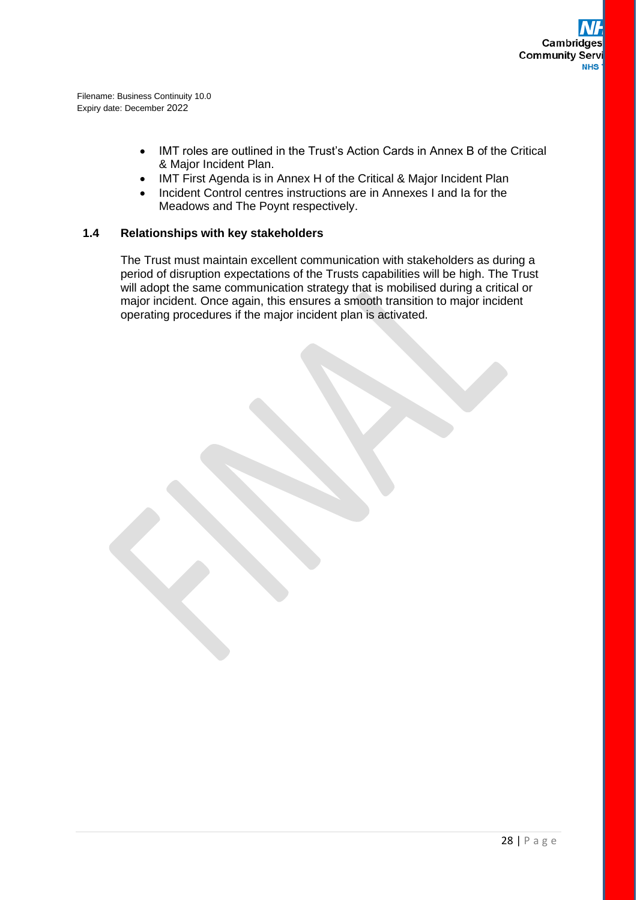- IMT roles are outlined in the Trust's Action Cards in Annex B of the Critical & Major Incident Plan.
- IMT First Agenda is in Annex H of the Critical & Major Incident Plan
- Incident Control centres instructions are in Annexes I and Ia for the Meadows and The Poynt respectively.

### 1.4 Relationships with key stakeholders

The Trust must maintain excellent communication with stakeholders as during a period of disruption expectations of the Trusts capabilities will be high. The Trust will adopt the same communication strategy that is mobilised during a critical or major incident. Once again, this ensures a smooth transition to major incident operating procedures if the major incident plan is activated.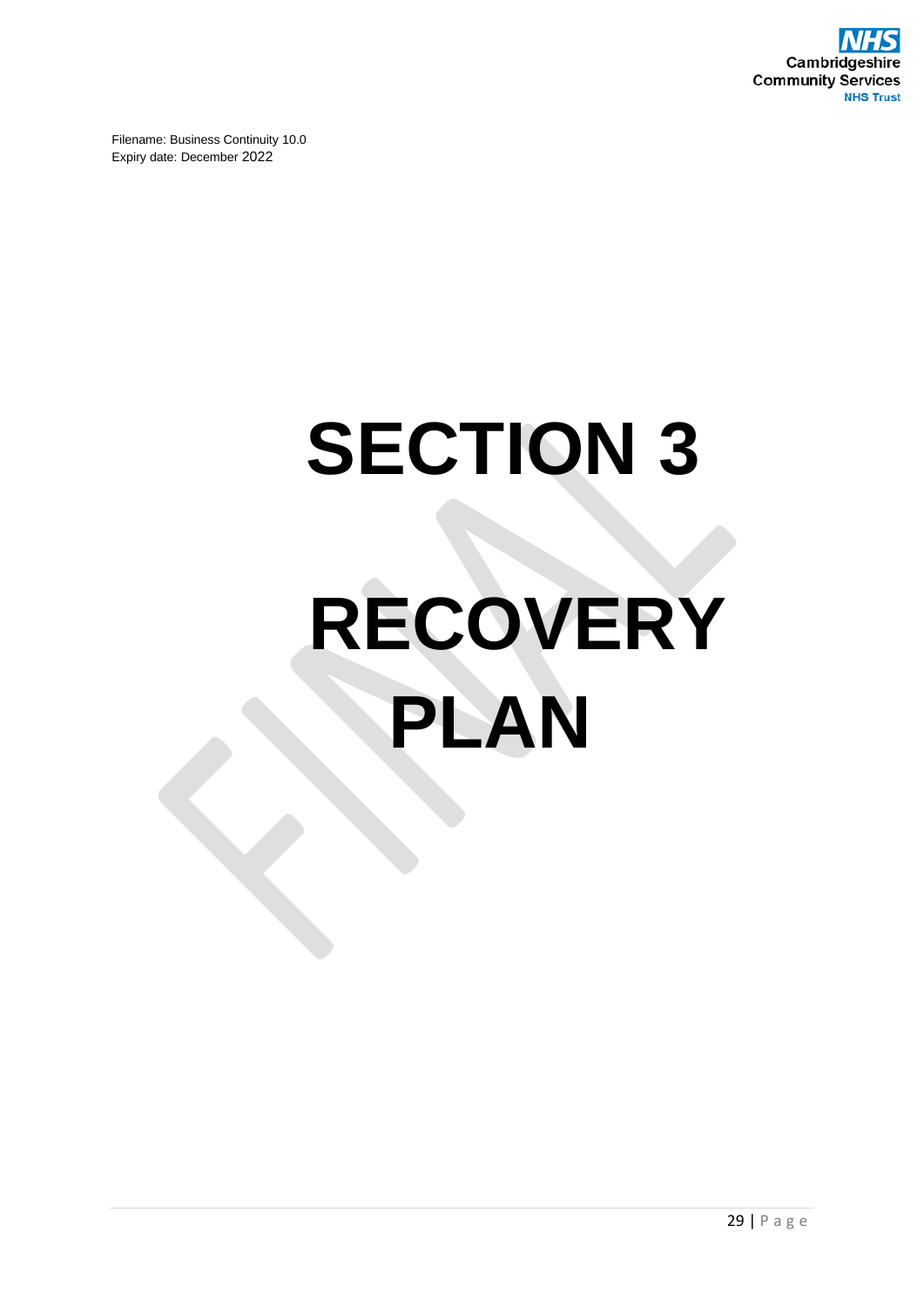Filename: Business Continuity 10.0
Expiry date: December 2022

# SECTION 3

# RECOVERY PLAN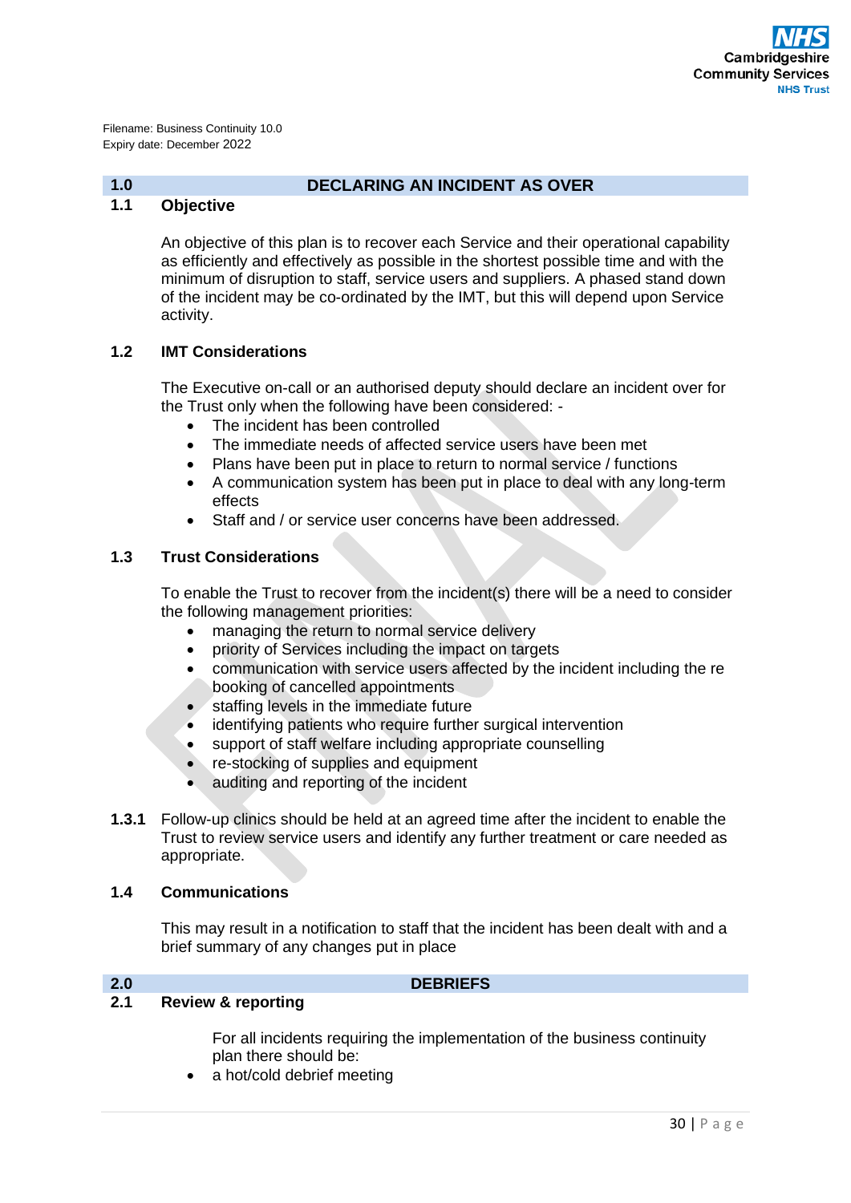Filename: Business Continuity 10.0
Expiry date: December 2022

## 1.0 DECLARING AN INCIDENT AS OVER

### 1.1 Objective

An objective of this plan is to recover each Service and their operational capability as efficiently and effectively as possible in the shortest possible time and with the minimum of disruption to staff, service users and suppliers. A phased stand down of the incident may be co-ordinated by the IMT, but this will depend upon Service activity.

### 1.2 IMT Considerations

The Executive on-call or an authorised deputy should declare an incident over for the Trust only when the following have been considered: -

- The incident has been controlled
- The immediate needs of affected service users have been met
- Plans have been put in place to return to normal service / functions
- A communication system has been put in place to deal with any long-term effects
- Staff and / or service user concerns have been addressed.

### 1.3 Trust Considerations

To enable the Trust to recover from the incident(s) there will be a need to consider the following management priorities:

- managing the return to normal service delivery
- priority of Services including the impact on targets
- communication with service users affected by the incident including the re booking of cancelled appointments
- staffing levels in the immediate future
- identifying patients who require further surgical intervention
- support of staff welfare including appropriate counselling
- re-stocking of supplies and equipment
- auditing and reporting of the incident

**1.3.1** Follow-up clinics should be held at an agreed time after the incident to enable the Trust to review service users and identify any further treatment or care needed as appropriate.

### 1.4 Communications

This may result in a notification to staff that the incident has been dealt with and a brief summary of any changes put in place

## 2.0 DEBRIEFS

### 2.1 Review & reporting

For all incidents requiring the implementation of the business continuity plan there should be:

- a hot/cold debrief meeting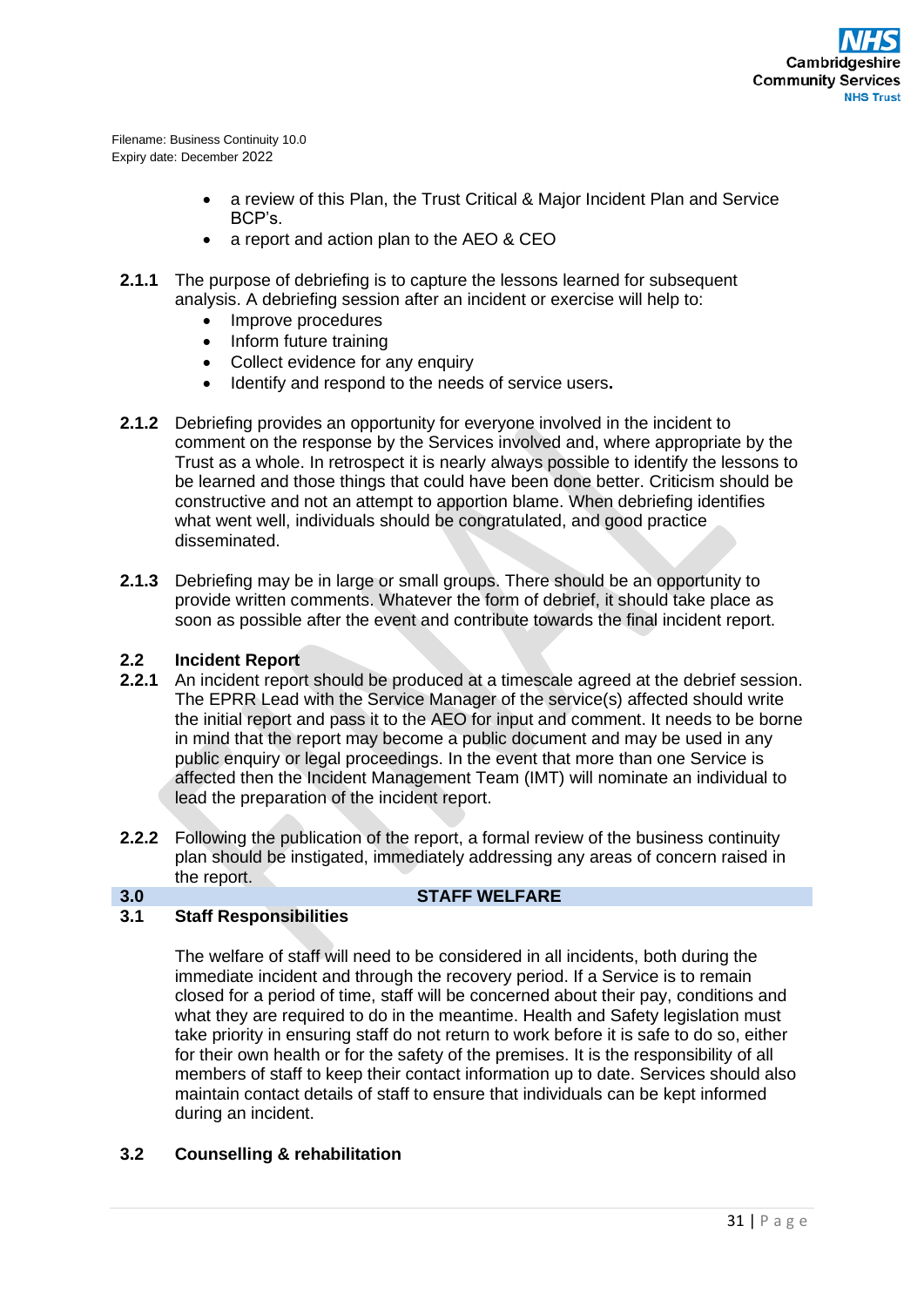Filename: Business Continuity 10.0
Expiry date: December 2022

- a review of this Plan, the Trust Critical & Major Incident Plan and Service BCP's.
- a report and action plan to the AEO & CEO

**2.1.1** The purpose of debriefing is to capture the lessons learned for subsequent analysis. A debriefing session after an incident or exercise will help to:

- Improve procedures
- Inform future training
- Collect evidence for any enquiry
- Identify and respond to the needs of service users.

**2.1.2** Debriefing provides an opportunity for everyone involved in the incident to comment on the response by the Services involved and, where appropriate by the Trust as a whole. In retrospect it is nearly always possible to identify the lessons to be learned and those things that could have been done better. Criticism should be constructive and not an attempt to apportion blame. When debriefing identifies what went well, individuals should be congratulated, and good practice disseminated.

**2.1.3** Debriefing may be in large or small groups. There should be an opportunity to provide written comments. Whatever the form of debrief, it should take place as soon as possible after the event and contribute towards the final incident report.

### 2.2 Incident Report

**2.2.1** An incident report should be produced at a timescale agreed at the debrief session. The EPRR Lead with the Service Manager of the service(s) affected should write the initial report and pass it to the AEO for input and comment. It needs to be borne in mind that the report may become a public document and may be used in any public enquiry or legal proceedings. In the event that more than one Service is affected then the Incident Management Team (IMT) will nominate an individual to lead the preparation of the incident report.

**2.2.2** Following the publication of the report, a formal review of the business continuity plan should be instigated, immediately addressing any areas of concern raised in the report.

## 3.0 STAFF WELFARE

### 3.1 Staff Responsibilities

The welfare of staff will need to be considered in all incidents, both during the immediate incident and through the recovery period. If a Service is to remain closed for a period of time, staff will be concerned about their pay, conditions and what they are required to do in the meantime. Health and Safety legislation must take priority in ensuring staff do not return to work before it is safe to do so, either for their own health or for the safety of the premises. It is the responsibility of all members of staff to keep their contact information up to date. Services should also maintain contact details of staff to ensure that individuals can be kept informed during an incident.

### 3.2 Counselling & rehabilitation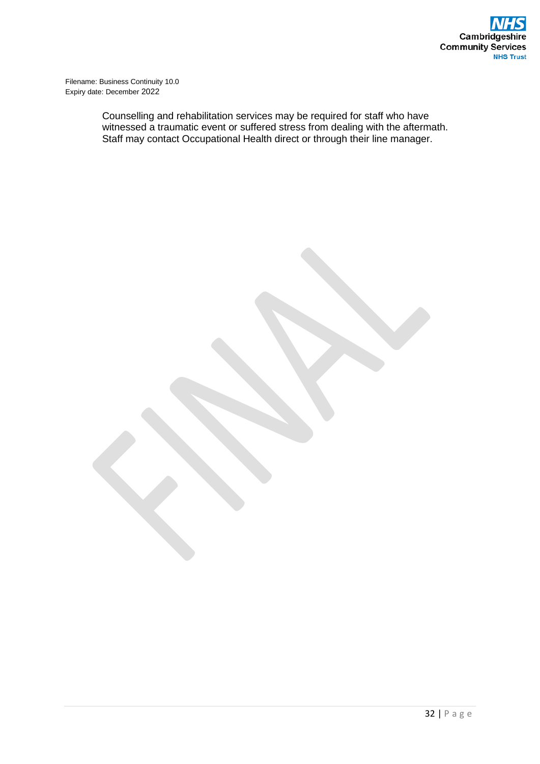Counselling and rehabilitation services may be required for staff who have witnessed a traumatic event or suffered stress from dealing with the aftermath. Staff may contact Occupational Health direct or through their line manager.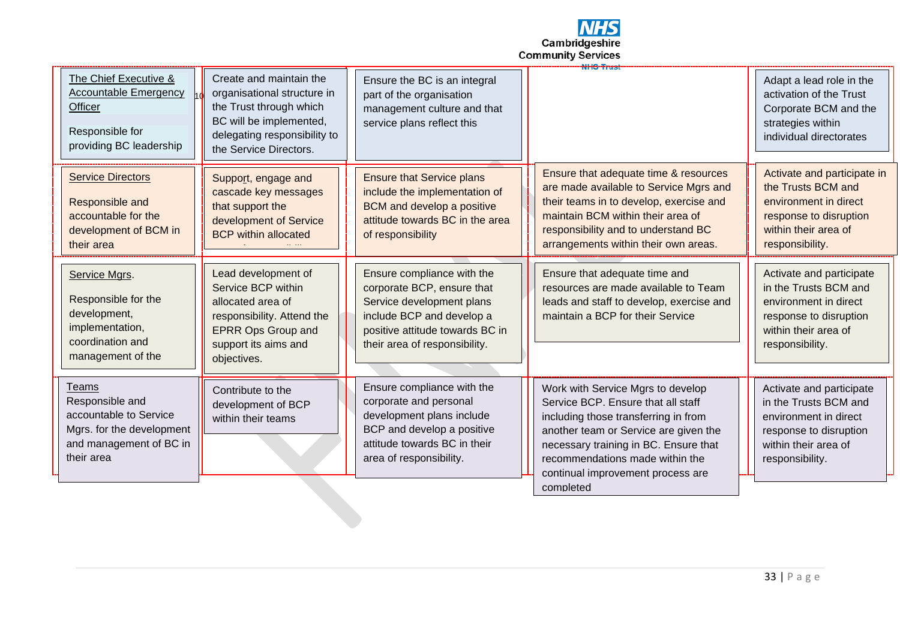| | | | | |
|---|---|---|---|---|
| The Chief Executive & Accountable Emergency Officer<br><br>Responsible for providing BC leadership | Create and maintain the organisational structure in the Trust through which BC will be implemented, delegating responsibility to the Service Directors. | Ensure the BC is an integral part of the organisation management culture and that service plans reflect this | | Adapt a lead role in the activation of the Trust Corporate BCM and the strategies within individual directorates |
| Service Directors<br><br>Responsible and accountable for the development of BCM in their area | Support, engage and cascade key messages that support the development of Service BCP within allocated | Ensure that Service plans include the implementation of BCM and develop a positive attitude towards BC in the area of responsibility | Ensure that adequate time & resources are made available to Service Mgrs and their teams in to develop, exercise and maintain BCM within their area of responsibility and to understand BC arrangements within their own areas. | Activate and participate in the Trusts BCM and environment in direct response to disruption within their area of responsibility. |
| Service Mgrs.<br><br>Responsible for the development, implementation, coordination and management of the | Lead development of Service BCP within allocated area of responsibility. Attend the EPRR Ops Group and support its aims and objectives. | Ensure compliance with the corporate BCP, ensure that Service development plans include BCP and develop a positive attitude towards BC in their area of responsibility. | Ensure that adequate time and resources are made available to Team leads and staff to develop, exercise and maintain a BCP for their Service | Activate and participate in the Trusts BCM and environment in direct response to disruption within their area of responsibility. |
| Teams<br>Responsible and accountable to Service Mgrs. for the development and management of BC in their area | Contribute to the development of BCP within their teams | Ensure compliance with the corporate and personal development plans include BCP and develop a positive attitude towards BC in their area of responsibility. | Work with Service Mgrs to develop Service BCP. Ensure that all staff including those transferring in from another team or Service are given the necessary training in BC. Ensure that recommendations made within the continual improvement process are completed | Activate and participate in the Trusts BCM and environment in direct response to disruption within their area of responsibility. |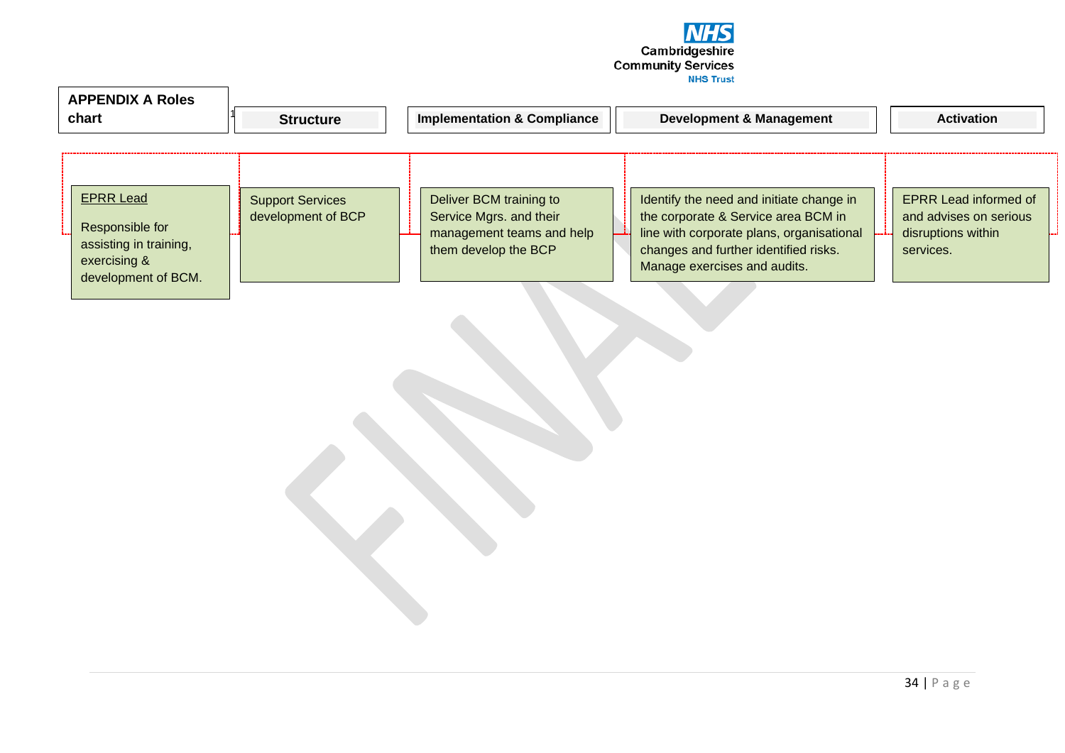# APPENDIX A Roles chart

| Structure | Implementation & Compliance | Development & Management | Activation |
|---|---|---|---|
| Support Services development of BCP | Deliver BCM training to Service Mgrs. and their management teams and help them develop the BCP | Identify the need and initiate change in the corporate & Service area BCM in line with corporate plans, organisational changes and further identified risks. Manage exercises and audits. | EPRR Lead informed of and advises on serious disruptions within services. |

EPRR Lead

Responsible for assisting in training, exercising & development of BCM.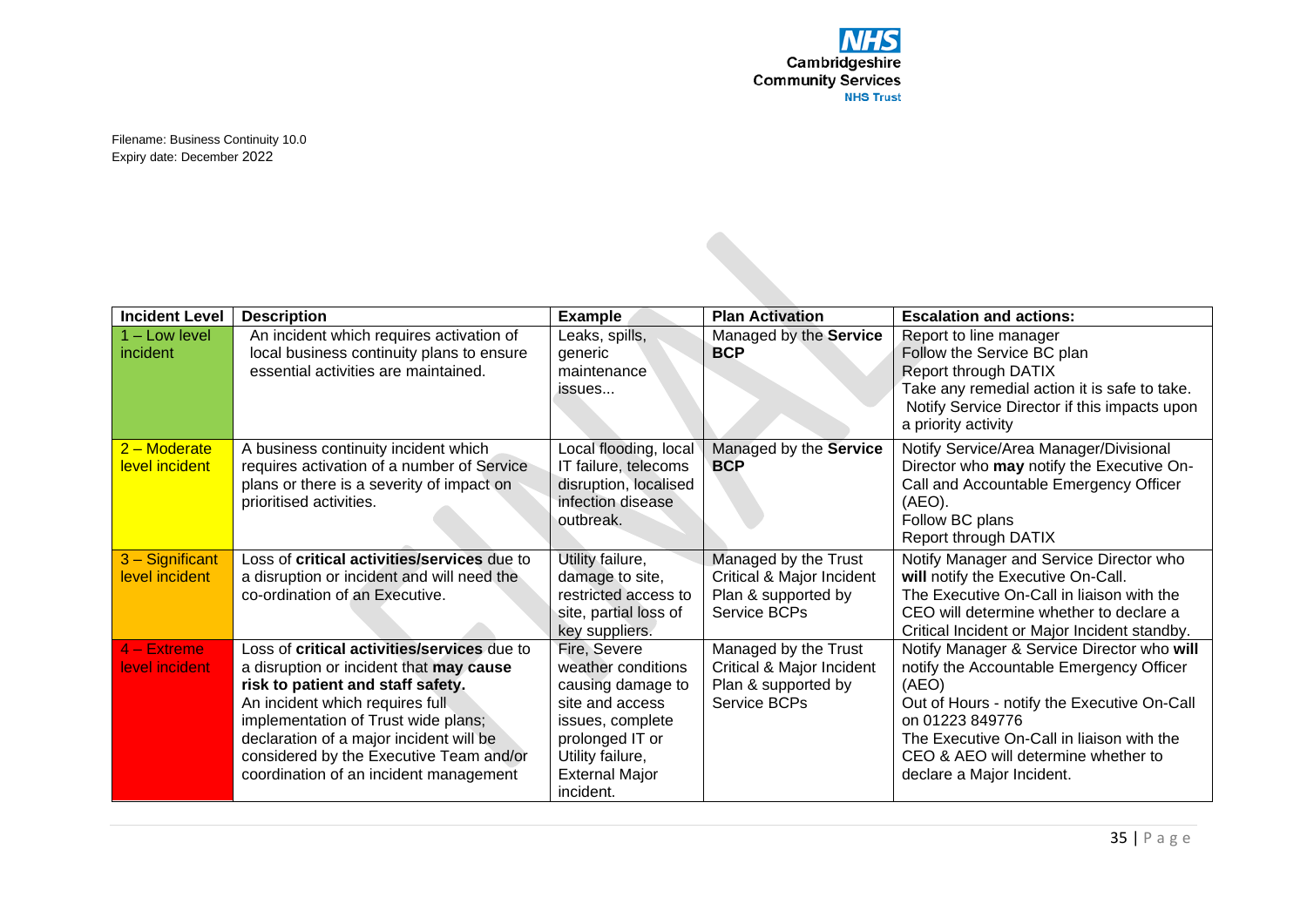Filename: Business Continuity 10.0
Expiry date: December 2022

| Incident Level | Description | Example | Plan Activation | Escalation and actions: |
|---|---|---|---|---|
| 1 – Low level incident | An incident which requires activation of local business continuity plans to ensure essential activities are maintained. | Leaks, spills, generic maintenance issues... | Managed by the **Service BCP** | Report to line manager<br>Follow the Service BC plan<br>Report through DATIX<br>Take any remedial action it is safe to take.<br>Notify Service Director if this impacts upon a priority activity |
| 2 – Moderate level incident | A business continuity incident which requires activation of a number of Service plans or there is a severity of impact on prioritised activities. | Local flooding, local IT failure, telecoms disruption, localised infection disease outbreak. | Managed by the **Service BCP** | Notify Service/Area Manager/Divisional Director who **may** notify the Executive On-Call and Accountable Emergency Officer (AEO).<br>Follow BC plans<br>Report through DATIX |
| 3 – Significant level incident | Loss of **critical activities/services** due to a disruption or incident and will need the co-ordination of an Executive. | Utility failure, damage to site, restricted access to site, partial loss of key suppliers. | Managed by the Trust Critical & Major Incident Plan & supported by Service BCPs | Notify Manager and Service Director who **will** notify the Executive On-Call.<br>The Executive On-Call in liaison with the CEO will determine whether to declare a Critical Incident or Major Incident standby. |
| 4 – Extreme level incident | Loss of **critical activities/services** due to a disruption or incident that **may cause risk to patient and staff safety.**<br>An incident which requires full implementation of Trust wide plans; declaration of a major incident will be considered by the Executive Team and/or coordination of an incident management | Fire, Severe weather conditions causing damage to site and access issues, complete prolonged IT or Utility failure, External Major incident. | Managed by the Trust Critical & Major Incident Plan & supported by Service BCPs | Notify Manager & Service Director who **will** notify the Accountable Emergency Officer (AEO)<br>Out of Hours - notify the Executive On-Call on 01223 849776<br>The Executive On-Call in liaison with the CEO & AEO will determine whether to declare a Major Incident. |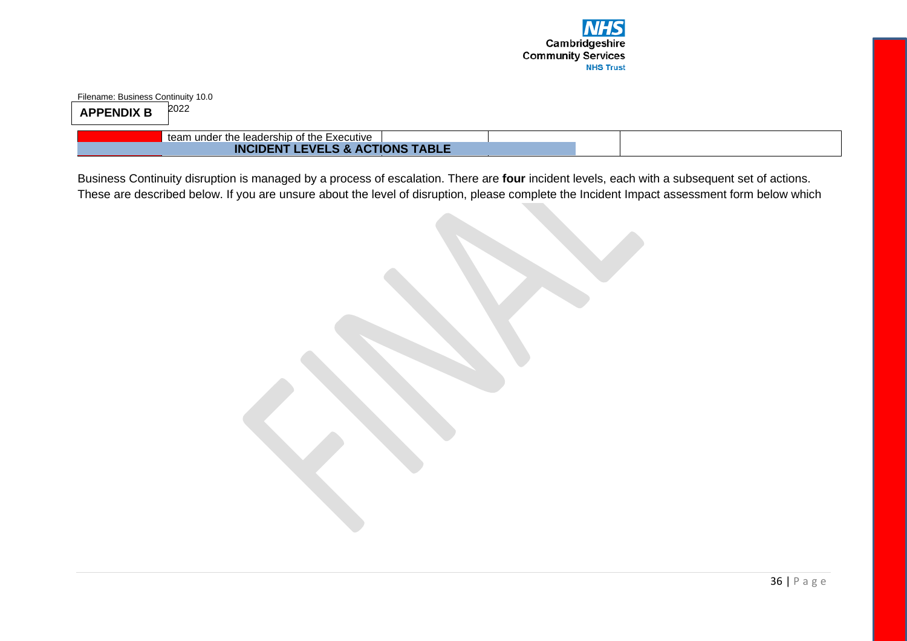Filename: Business Continuity 10.0

**APPENDIX B** 2022

| | team under the leadership of the Executive | | | |
|---|---|---|---|---|
| | **INCIDENT LEVELS & ACTIONS TABLE** | | | |

Business Continuity disruption is managed by a process of escalation. There are **four** incident levels, each with a subsequent set of actions. These are described below. If you are unsure about the level of disruption, please complete the Incident Impact assessment form below which

FINAL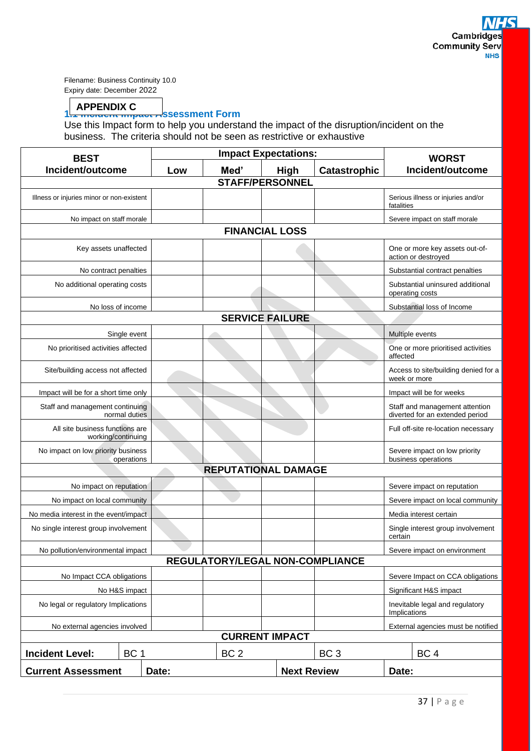Filename: Business Continuity 10.0
Expiry date: December 2022

**APPENDIX C**

## 1.1 Incident Impact Assessment Form

Use this Impact form to help you understand the impact of the disruption/incident on the business. The criteria should not be seen as restrictive or exhaustive

| BEST Incident/outcome | Impact Expectations: | | | | WORST Incident/outcome |
|---|---|---|---|---|---|
| | Low | Med' | High | Catastrophic | |
| **STAFF/PERSONNEL** | | | | | |
| Illness or injuries minor or non-existent | | | | | Serious illness or injuries and/or fatalities |
| No impact on staff morale | | | | | Severe impact on staff morale |
| **FINANCIAL LOSS** | | | | | |
| Key assets unaffected | | | | | One or more key assets out-of-action or destroyed |
| No contract penalties | | | | | Substantial contract penalties |
| No additional operating costs | | | | | Substantial uninsured additional operating costs |
| No loss of income | | | | | Substantial loss of Income |
| **SERVICE FAILURE** | | | | | |
| Single event | | | | | Multiple events |
| No prioritised activities affected | | | | | One or more prioritised activities affected |
| Site/building access not affected | | | | | Access to site/building denied for a week or more |
| Impact will be for a short time only | | | | | Impact will be for weeks |
| Staff and management continuing normal duties | | | | | Staff and management attention diverted for an extended period |
| All site business functions are working/continuing | | | | | Full off-site re-location necessary |
| No impact on low priority business operations | | | | | Severe impact on low priority business operations |
| **REPUTATIONAL DAMAGE** | | | | | |
| No impact on reputation | | | | | Severe impact on reputation |
| No impact on local community | | | | | Severe impact on local community |
| No media interest in the event/impact | | | | | Media interest certain |
| No single interest group involvement | | | | | Single interest group involvement certain |
| No pollution/environmental impact | | | | | Severe impact on environment |
| **REGULATORY/LEGAL NON-COMPLIANCE** | | | | | |
| No Impact CCA obligations | | | | | Severe Impact on CCA obligations |
| No H&S impact | | | | | Significant H&S impact |
| No legal or regulatory Implications | | | | | Inevitable legal and regulatory Implications |
| No external agencies involved | | | | | External agencies must be notified |

**CURRENT IMPACT**

| Incident Level: | BC 1 | BC 2 | BC 3 | BC 4 |
|---|---|---|---|---|

| Current Assessment | Date: | Next Review | Date: |
|---|---|---|---|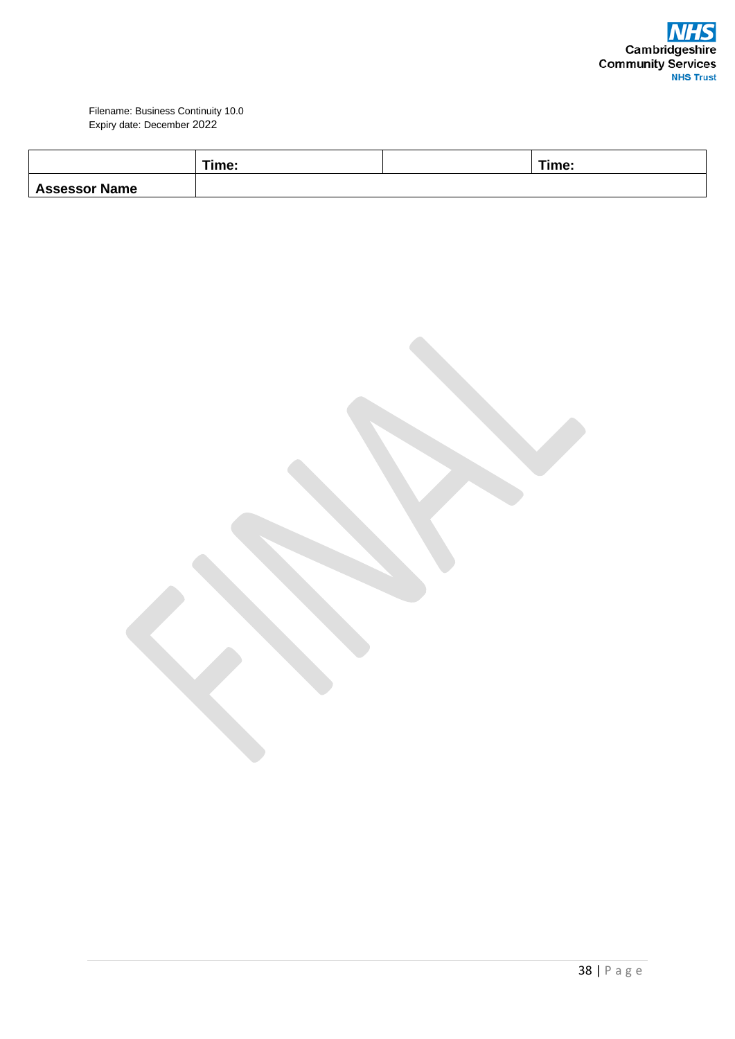Filename: Business Continuity 10.0
Expiry date: December 2022

| | Time: | | Time: |
|---|---|---|---|
| **Assessor Name** | | | |